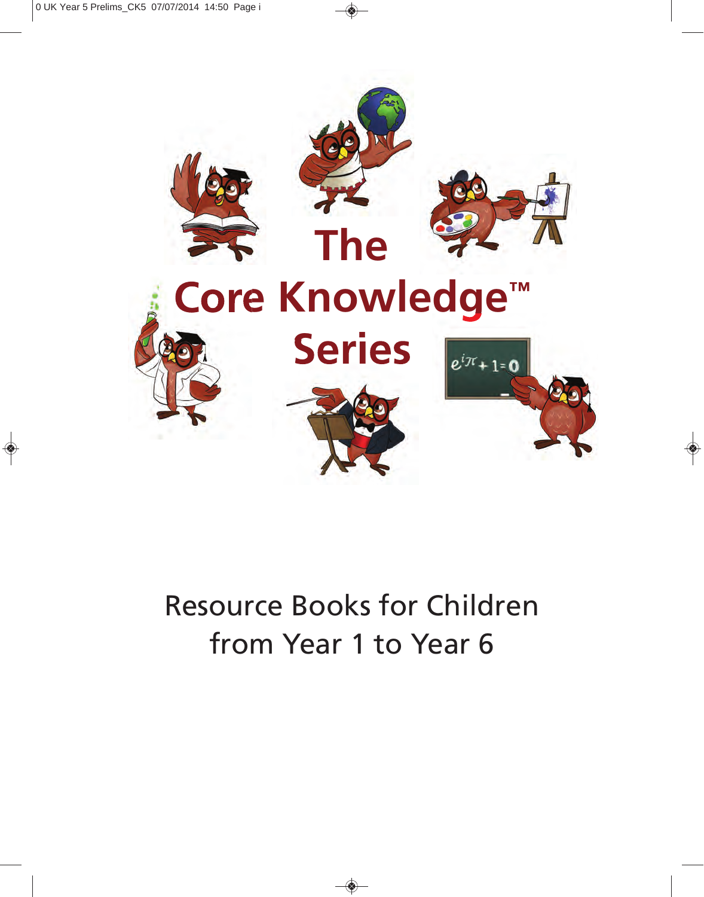# The Core Knowledge™ Series

Resource Books for Children from Year 1 to Year 6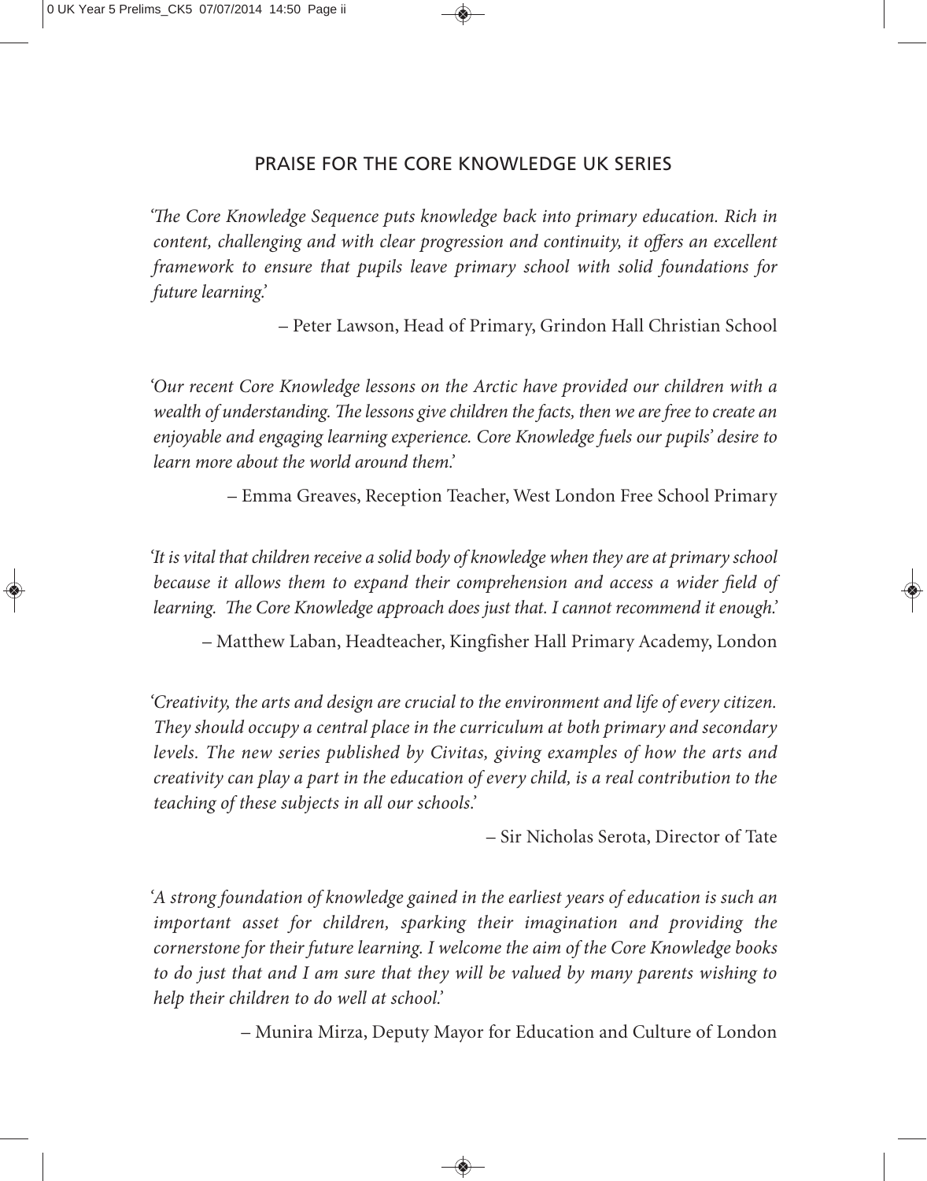## PRAISE FOR THE CORE KNOWLEDGE UK SERIES

*'The Core Knowledge Sequence puts knowledge back into primary education. Rich in content, challenging and with clear progression and continuity, it offers an excellent framework to ensure that pupils leave primary school with solid foundations for future learning.'*

– Peter Lawson, Head of Primary, Grindon Hall Christian School

*'Our recent Core Knowledge lessons on the Arctic have provided our children with a wealth of understanding. The lessons give children the facts, then we are free to create an enjoyable and engaging learning experience. Core Knowledge fuels our pupils' desire to learn more about the world around them.'*

– Emma Greaves, Reception Teacher, West London Free School Primary

*'It is vital that children receive a solid body of knowledge when they are at primary school because it allows them to expand their comprehension and access a wider field of learning. The Core Knowledge approach does just that. I cannot recommend it enough.'*

– Matthew Laban, Headteacher, Kingfisher Hall Primary Academy, London

*'Creativity, the arts and design are crucial to the environment and life of every citizen. They should occupy a central place in the curriculum at both primary and secondary levels. The new series published by Civitas, giving examples of how the arts and creativity can play a part in the education of every child, is a real contribution to the teaching of these subjects in all our schools.'*

– Sir Nicholas Serota, Director of Tate

*'A strong foundation of knowledge gained in the earliest years of education is such an important asset for children, sparking their imagination and providing the cornerstone for their future learning. I welcome the aim of the Core Knowledge books to do just that and I am sure that they will be valued by many parents wishing to help their children to do well at school.'*

– Munira Mirza, Deputy Mayor for Education and Culture of London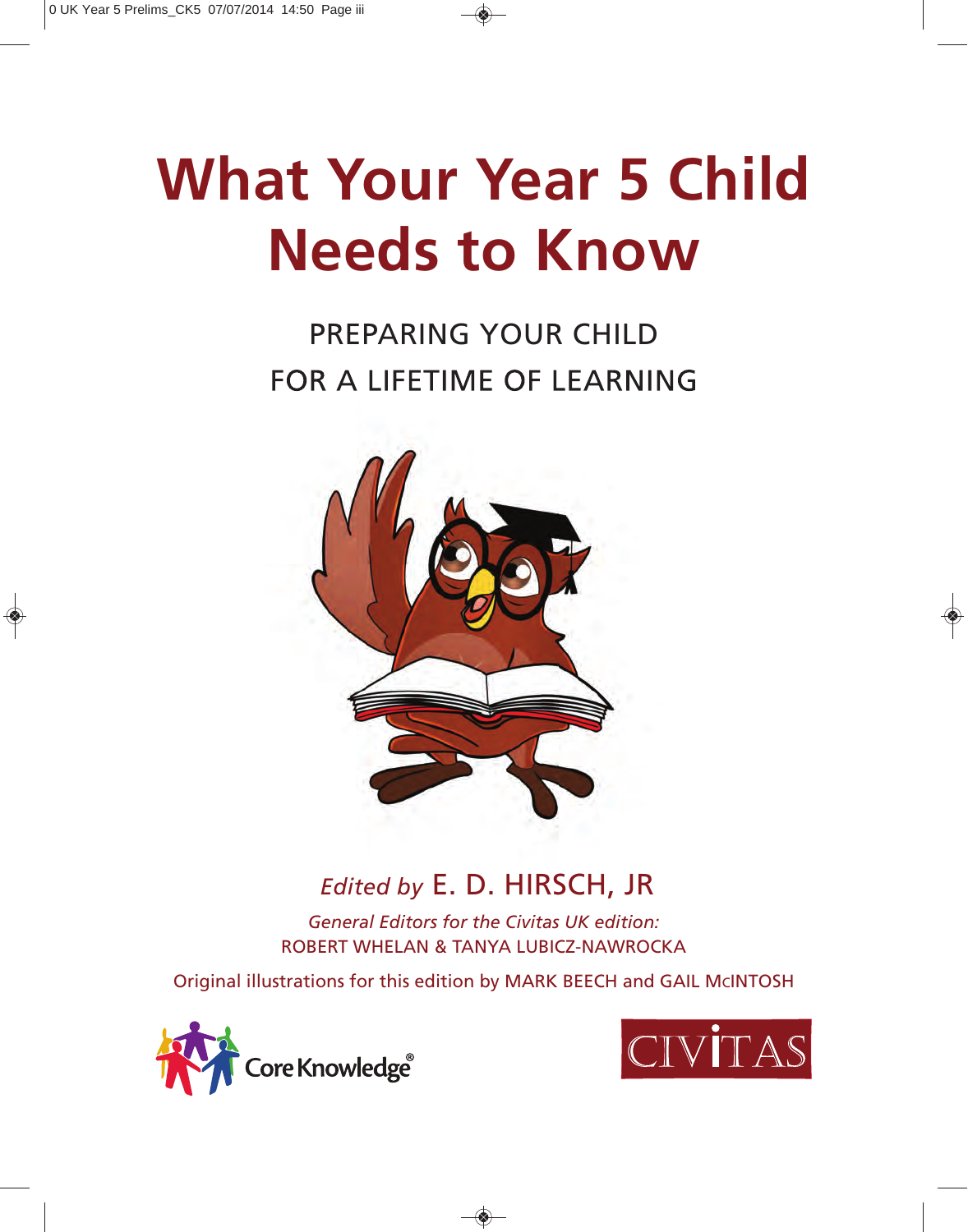# What Your Year 5 Child Needs to Know

PREPARING YOUR CHILD
FOR A LIFETIME OF LEARNING

*Edited by* E. D. HIRSCH, JR

*General Editors for the Civitas UK edition:*
ROBERT WHELAN & TANYA LUBICZ-NAWROCKA

Original illustrations for this edition by MARK BEECH and GAIL McINTOSH

Core Knowledge®

CIVITAS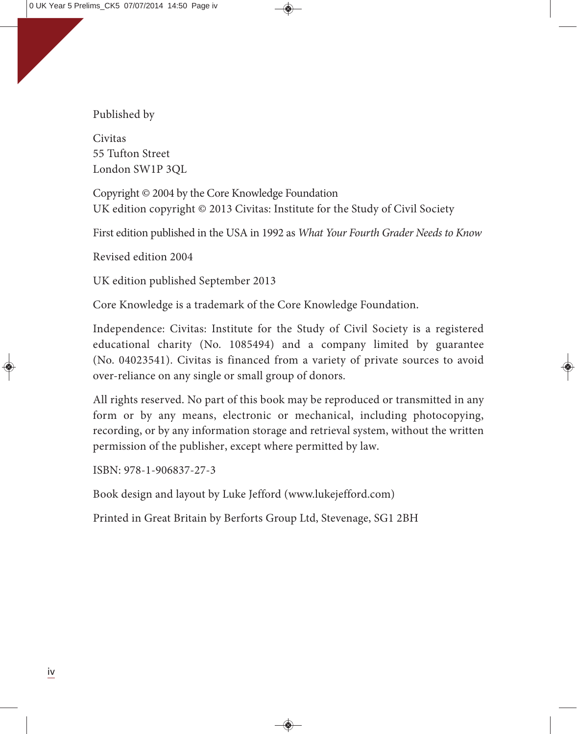Published by

Civitas
55 Tufton Street
London SW1P 3QL

Copyright © 2004 by the Core Knowledge Foundation
UK edition copyright © 2013 Civitas: Institute for the Study of Civil Society

First edition published in the USA in 1992 as *What Your Fourth Grader Needs to Know*

Revised edition 2004

UK edition published September 2013

Core Knowledge is a trademark of the Core Knowledge Foundation.

Independence: Civitas: Institute for the Study of Civil Society is a registered educational charity (No. 1085494) and a company limited by guarantee (No. 04023541). Civitas is financed from a variety of private sources to avoid over-reliance on any single or small group of donors.

All rights reserved. No part of this book may be reproduced or transmitted in any form or by any means, electronic or mechanical, including photocopying, recording, or by any information storage and retrieval system, without the written permission of the publisher, except where permitted by law.

ISBN: 978-1-906837-27-3

Book design and layout by Luke Jefford (www.lukejefford.com)

Printed in Great Britain by Berforts Group Ltd, Stevenage, SG1 2BH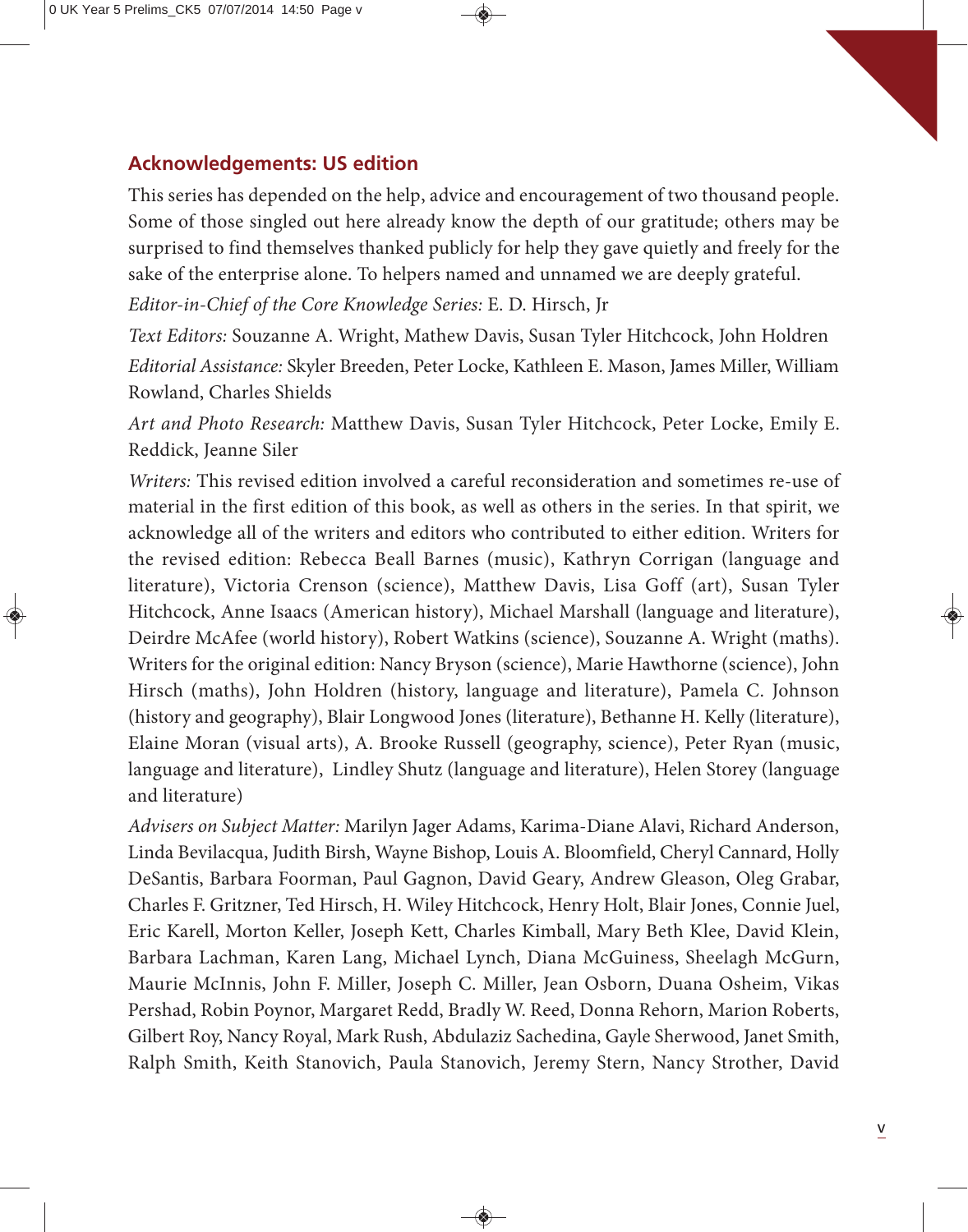## Acknowledgements: US edition

This series has depended on the help, advice and encouragement of two thousand people. Some of those singled out here already know the depth of our gratitude; others may be surprised to find themselves thanked publicly for help they gave quietly and freely for the sake of the enterprise alone. To helpers named and unnamed we are deeply grateful.

*Editor-in-Chief of the Core Knowledge Series:* E. D. Hirsch, Jr

*Text Editors:* Souzanne A. Wright, Mathew Davis, Susan Tyler Hitchcock, John Holdren

*Editorial Assistance:* Skyler Breeden, Peter Locke, Kathleen E. Mason, James Miller, William Rowland, Charles Shields

*Art and Photo Research:* Matthew Davis, Susan Tyler Hitchcock, Peter Locke, Emily E. Reddick, Jeanne Siler

*Writers:* This revised edition involved a careful reconsideration and sometimes re-use of material in the first edition of this book, as well as others in the series. In that spirit, we acknowledge all of the writers and editors who contributed to either edition. Writers for the revised edition: Rebecca Beall Barnes (music), Kathryn Corrigan (language and literature), Victoria Crenson (science), Matthew Davis, Lisa Goff (art), Susan Tyler Hitchcock, Anne Isaacs (American history), Michael Marshall (language and literature), Deirdre McAfee (world history), Robert Watkins (science), Souzanne A. Wright (maths). Writers for the original edition: Nancy Bryson (science), Marie Hawthorne (science), John Hirsch (maths), John Holdren (history, language and literature), Pamela C. Johnson (history and geography), Blair Longwood Jones (literature), Bethanne H. Kelly (literature), Elaine Moran (visual arts), A. Brooke Russell (geography, science), Peter Ryan (music, language and literature), Lindley Shutz (language and literature), Helen Storey (language and literature)

*Advisers on Subject Matter:* Marilyn Jager Adams, Karima-Diane Alavi, Richard Anderson, Linda Bevilacqua, Judith Birsh, Wayne Bishop, Louis A. Bloomfield, Cheryl Cannard, Holly DeSantis, Barbara Foorman, Paul Gagnon, David Geary, Andrew Gleason, Oleg Grabar, Charles F. Gritzner, Ted Hirsch, H. Wiley Hitchcock, Henry Holt, Blair Jones, Connie Juel, Eric Karell, Morton Keller, Joseph Kett, Charles Kimball, Mary Beth Klee, David Klein, Barbara Lachman, Karen Lang, Michael Lynch, Diana McGuiness, Sheelagh McGurn, Maurie McInnis, John F. Miller, Joseph C. Miller, Jean Osborn, Duana Osheim, Vikas Pershad, Robin Poynor, Margaret Redd, Bradly W. Reed, Donna Rehorn, Marion Roberts, Gilbert Roy, Nancy Royal, Mark Rush, Abdulaziz Sachedina, Gayle Sherwood, Janet Smith, Ralph Smith, Keith Stanovich, Paula Stanovich, Jeremy Stern, Nancy Strother, David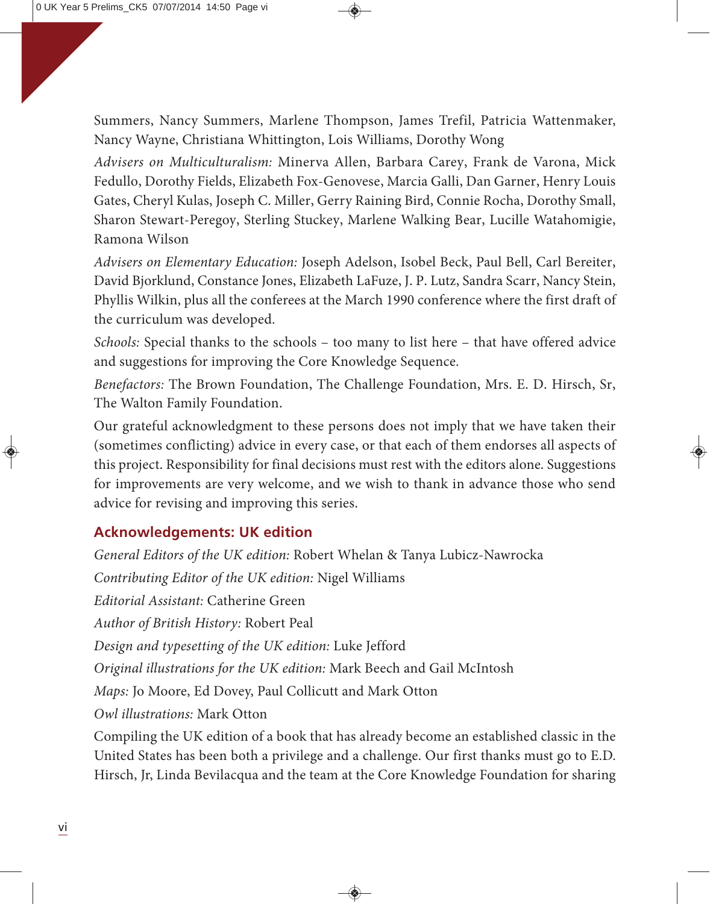Summers, Nancy Summers, Marlene Thompson, James Trefil, Patricia Wattenmaker, Nancy Wayne, Christiana Whittington, Lois Williams, Dorothy Wong

*Advisers on Multiculturalism:* Minerva Allen, Barbara Carey, Frank de Varona, Mick Fedullo, Dorothy Fields, Elizabeth Fox-Genovese, Marcia Galli, Dan Garner, Henry Louis Gates, Cheryl Kulas, Joseph C. Miller, Gerry Raining Bird, Connie Rocha, Dorothy Small, Sharon Stewart-Peregoy, Sterling Stuckey, Marlene Walking Bear, Lucille Watahomigie, Ramona Wilson

*Advisers on Elementary Education:* Joseph Adelson, Isobel Beck, Paul Bell, Carl Bereiter, David Bjorklund, Constance Jones, Elizabeth LaFuze, J. P. Lutz, Sandra Scarr, Nancy Stein, Phyllis Wilkin, plus all the conferees at the March 1990 conference where the first draft of the curriculum was developed.

*Schools:* Special thanks to the schools – too many to list here – that have offered advice and suggestions for improving the Core Knowledge Sequence.

*Benefactors:* The Brown Foundation, The Challenge Foundation, Mrs. E. D. Hirsch, Sr, The Walton Family Foundation.

Our grateful acknowledgment to these persons does not imply that we have taken their (sometimes conflicting) advice in every case, or that each of them endorses all aspects of this project. Responsibility for final decisions must rest with the editors alone. Suggestions for improvements are very welcome, and we wish to thank in advance those who send advice for revising and improving this series.

## Acknowledgements: UK edition

*General Editors of the UK edition:* Robert Whelan & Tanya Lubicz-Nawrocka

*Contributing Editor of the UK edition:* Nigel Williams

*Editorial Assistant:* Catherine Green

*Author of British History:* Robert Peal

*Design and typesetting of the UK edition:* Luke Jefford

*Original illustrations for the UK edition:* Mark Beech and Gail McIntosh

*Maps:* Jo Moore, Ed Dovey, Paul Collicutt and Mark Otton

*Owl illustrations:* Mark Otton

Compiling the UK edition of a book that has already become an established classic in the United States has been both a privilege and a challenge. Our first thanks must go to E.D. Hirsch, Jr, Linda Bevilacqua and the team at the Core Knowledge Foundation for sharing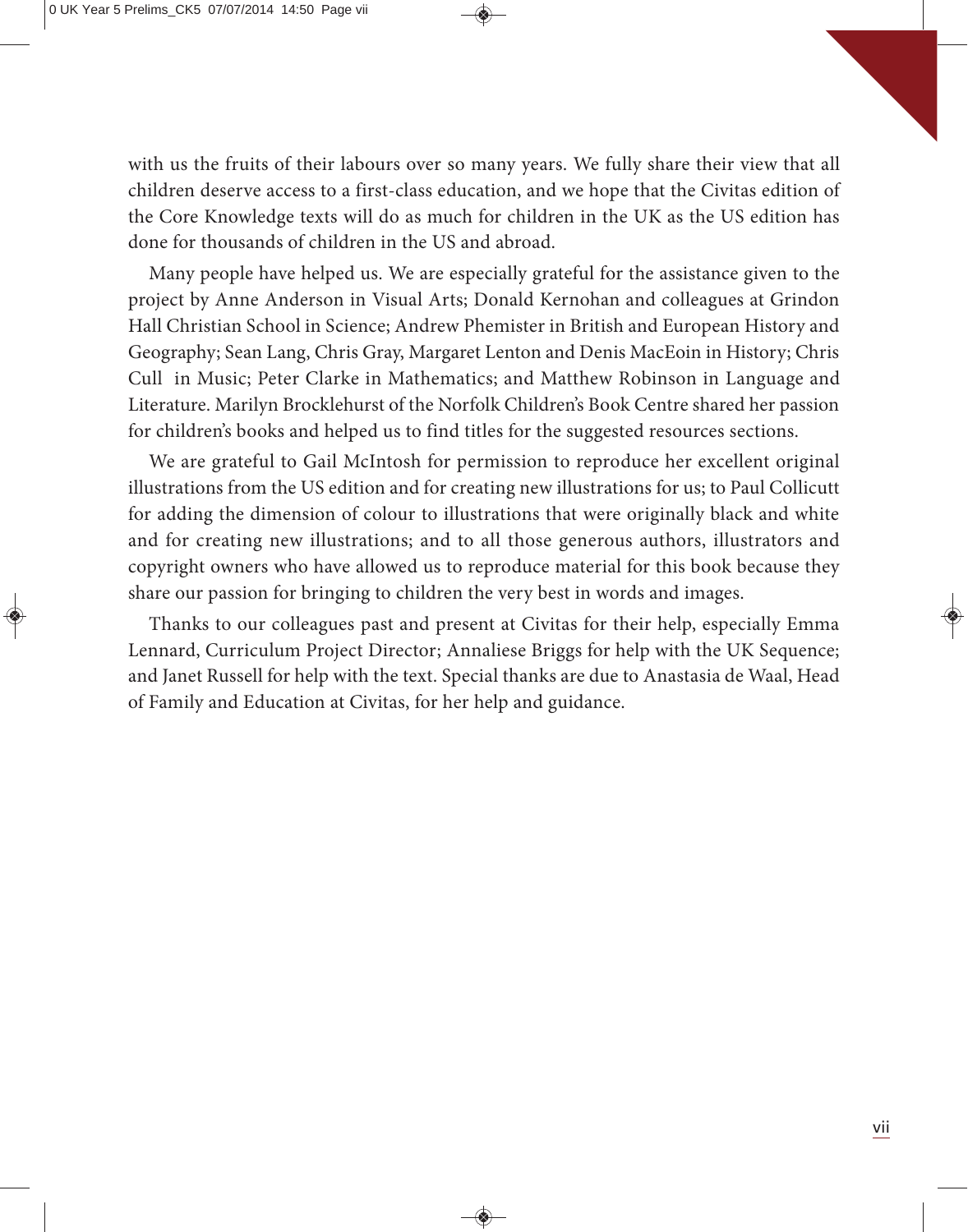with us the fruits of their labours over so many years. We fully share their view that all children deserve access to a first-class education, and we hope that the Civitas edition of the Core Knowledge texts will do as much for children in the UK as the US edition has done for thousands of children in the US and abroad.

Many people have helped us. We are especially grateful for the assistance given to the project by Anne Anderson in Visual Arts; Donald Kernohan and colleagues at Grindon Hall Christian School in Science; Andrew Phemister in British and European History and Geography; Sean Lang, Chris Gray, Margaret Lenton and Denis MacEoin in History; Chris Cull in Music; Peter Clarke in Mathematics; and Matthew Robinson in Language and Literature. Marilyn Brocklehurst of the Norfolk Children's Book Centre shared her passion for children's books and helped us to find titles for the suggested resources sections.

We are grateful to Gail McIntosh for permission to reproduce her excellent original illustrations from the US edition and for creating new illustrations for us; to Paul Collicutt for adding the dimension of colour to illustrations that were originally black and white and for creating new illustrations; and to all those generous authors, illustrators and copyright owners who have allowed us to reproduce material for this book because they share our passion for bringing to children the very best in words and images.

Thanks to our colleagues past and present at Civitas for their help, especially Emma Lennard, Curriculum Project Director; Annaliese Briggs for help with the UK Sequence; and Janet Russell for help with the text. Special thanks are due to Anastasia de Waal, Head of Family and Education at Civitas, for her help and guidance.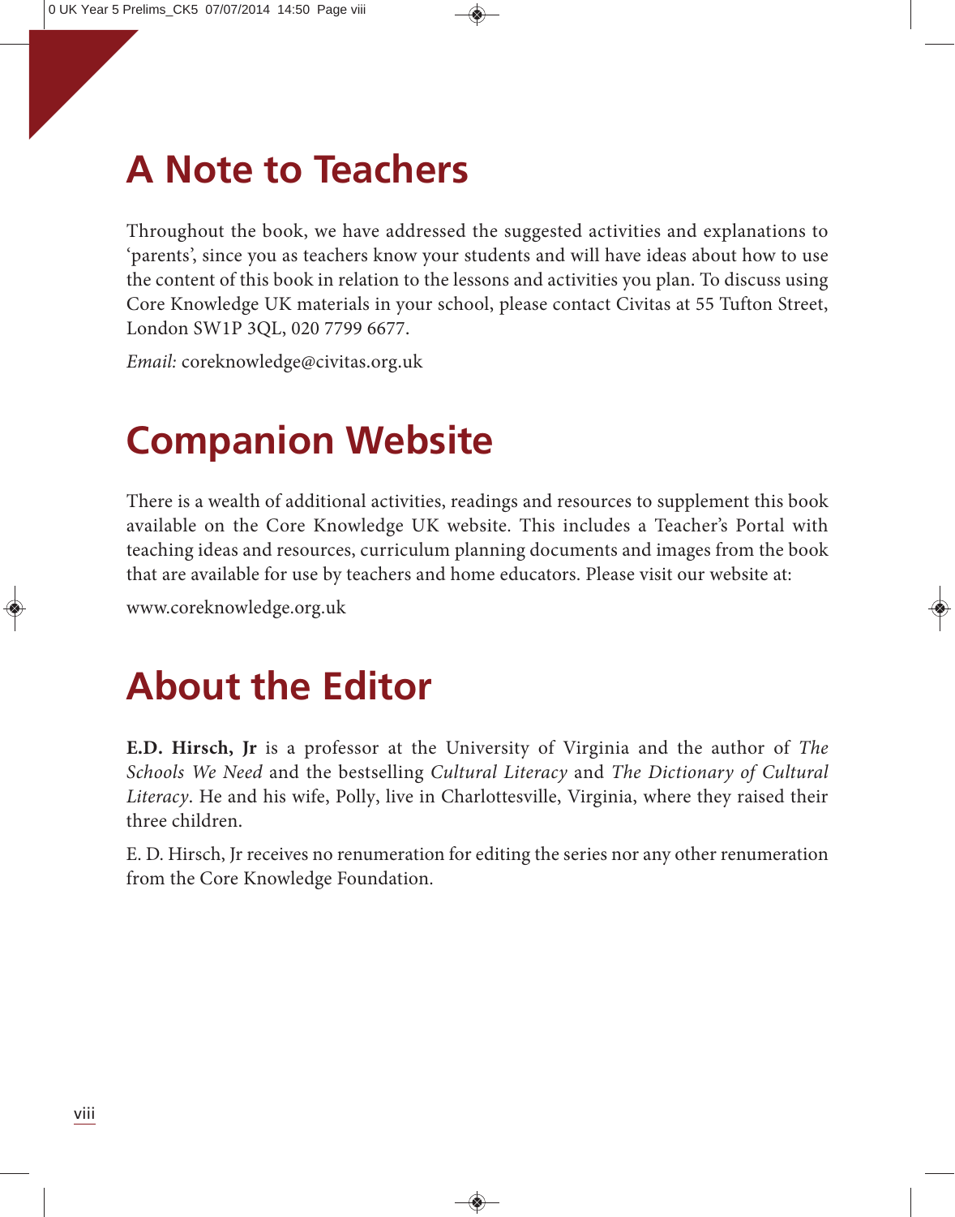# A Note to Teachers

Throughout the book, we have addressed the suggested activities and explanations to 'parents', since you as teachers know your students and will have ideas about how to use the content of this book in relation to the lessons and activities you plan. To discuss using Core Knowledge UK materials in your school, please contact Civitas at 55 Tufton Street, London SW1P 3QL, 020 7799 6677.

*Email:* coreknowledge@civitas.org.uk

# Companion Website

There is a wealth of additional activities, readings and resources to supplement this book available on the Core Knowledge UK website. This includes a Teacher's Portal with teaching ideas and resources, curriculum planning documents and images from the book that are available for use by teachers and home educators. Please visit our website at:

www.coreknowledge.org.uk

# About the Editor

**E.D. Hirsch, Jr** is a professor at the University of Virginia and the author of *The Schools We Need* and the bestselling *Cultural Literacy* and *The Dictionary of Cultural Literacy*. He and his wife, Polly, live in Charlottesville, Virginia, where they raised their three children.

E. D. Hirsch, Jr receives no renumeration for editing the series nor any other renumeration from the Core Knowledge Foundation.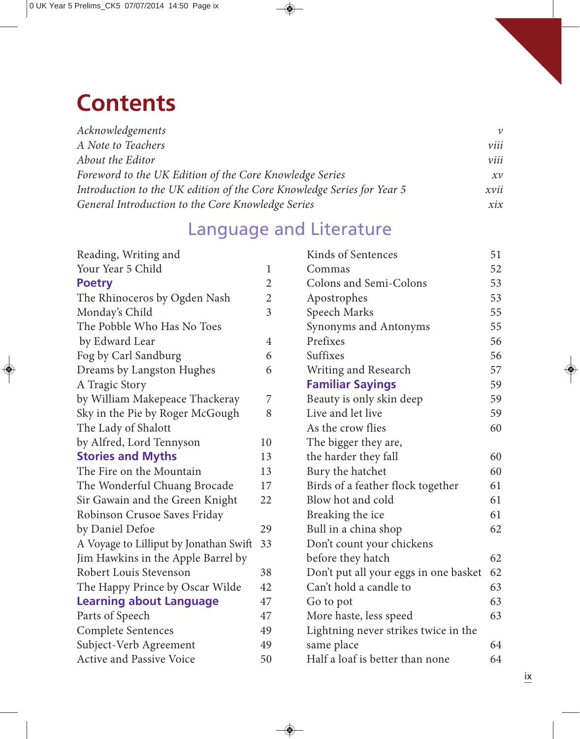# Contents

*Acknowledgements* *v*
*A Note to Teachers* *viii*
*About the Editor* *viii*
*Foreword to the UK Edition of the Core Knowledge Series* *xv*
*Introduction to the UK edition of the Core Knowledge Series for Year 5* *xvii*
*General Introduction to the Core Knowledge Series* *xix*

## Language and Literature

Reading, Writing and Your Year 5 Child 1

**Poetry** 2

The Rhinoceros by Ogden Nash 2
Monday's Child 3
The Pobble Who Has No Toes by Edward Lear 4
Fog by Carl Sandburg 6
Dreams by Langston Hughes 6
A Tragic Story by William Makepeace Thackeray 7
Sky in the Pie by Roger McGough 8
The Lady of Shalott by Alfred, Lord Tennyson 10

**Stories and Myths** 13

The Fire on the Mountain 13
The Wonderful Chuang Brocade 17
Sir Gawain and the Green Knight 22
Robinson Crusoe Saves Friday by Daniel Defoe 29
A Voyage to Lilliput by Jonathan Swift 33
Jim Hawkins in the Apple Barrel by Robert Louis Stevenson 38
The Happy Prince by Oscar Wilde 42

**Learning about Language** 47

Parts of Speech 47
Complete Sentences 49
Subject-Verb Agreement 49
Active and Passive Voice 50
Kinds of Sentences 51
Commas 52
Colons and Semi-Colons 53
Apostrophes 53
Speech Marks 55
Synonyms and Antonyms 55
Prefixes 56
Suffixes 56
Writing and Research 57

**Familiar Sayings** 59

Beauty is only skin deep 59
Live and let live 59
As the crow flies 60
The bigger they are, the harder they fall 60
Bury the hatchet 60
Birds of a feather flock together 61
Blow hot and cold 61
Breaking the ice 61
Bull in a china shop 62
Don't count your chickens before they hatch 62
Don't put all your eggs in one basket 62
Can't hold a candle to 63
Go to pot 63
More haste, less speed 63
Lightning never strikes twice in the same place 64
Half a loaf is better than none 64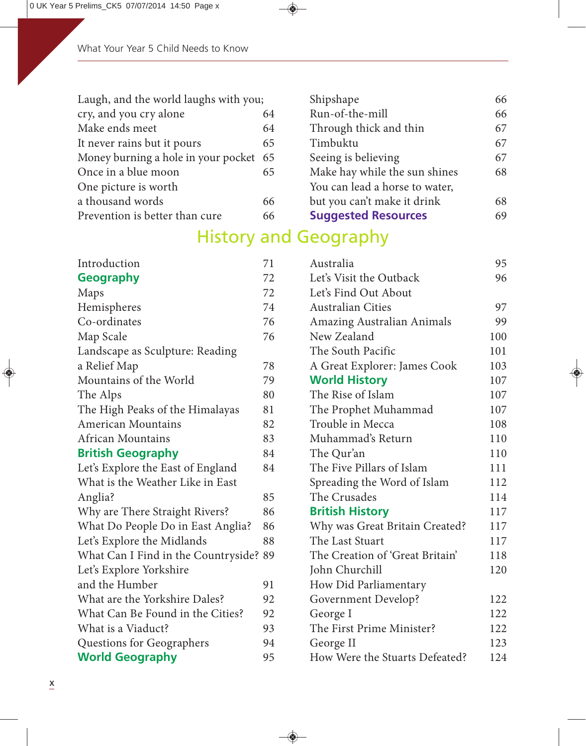Laugh, and the world laughs with you; cry, and you cry alone 64
Make ends meet 64
It never rains but it pours 65
Money burning a hole in your pocket 65
Once in a blue moon 65
One picture is worth a thousand words 66
Prevention is better than cure 66
Shipshape 66
Run-of-the-mill 66
Through thick and thin 67
Timbuktu 67
Seeing is believing 67
Make hay while the sun shines 68
You can lead a horse to water, but you can't make it drink 68
**Suggested Resources** 69

# History and Geography

Introduction 71

**Geography** 72

Maps 72
Hemispheres 74
Co-ordinates 76
Map Scale 76
Landscape as Sculpture: Reading a Relief Map 78
Mountains of the World 79
The Alps 80
The High Peaks of the Himalayas 81
American Mountains 82
African Mountains 83

**British Geography** 84

Let's Explore the East of England 84
What is the Weather Like in East Anglia? 85
Why are There Straight Rivers? 86
What Do People Do in East Anglia? 86
Let's Explore the Midlands 88
What Can I Find in the Countryside? 89
Let's Explore Yorkshire and the Humber 91
What are the Yorkshire Dales? 92
What Can Be Found in the Cities? 92
What is a Viaduct? 93
Questions for Geographers 94

**World Geography** 95

Australia 95
Let's Visit the Outback 96
Let's Find Out About Australian Cities 97
Amazing Australian Animals 99
New Zealand 100
The South Pacific 101
A Great Explorer: James Cook 103

**World History** 107

The Rise of Islam 107
The Prophet Muhammad 107
Trouble in Mecca 108
Muhammad's Return 110
The Qur'an 110
The Five Pillars of Islam 111
Spreading the Word of Islam 112
The Crusades 114

**British History** 117

Why was Great Britain Created? 117
The Last Stuart 117
The Creation of 'Great Britain' 118
John Churchill 120
How Did Parliamentary Government Develop? 122
George I 122
The First Prime Minister? 122
George II 123
How Were the Stuarts Defeated? 124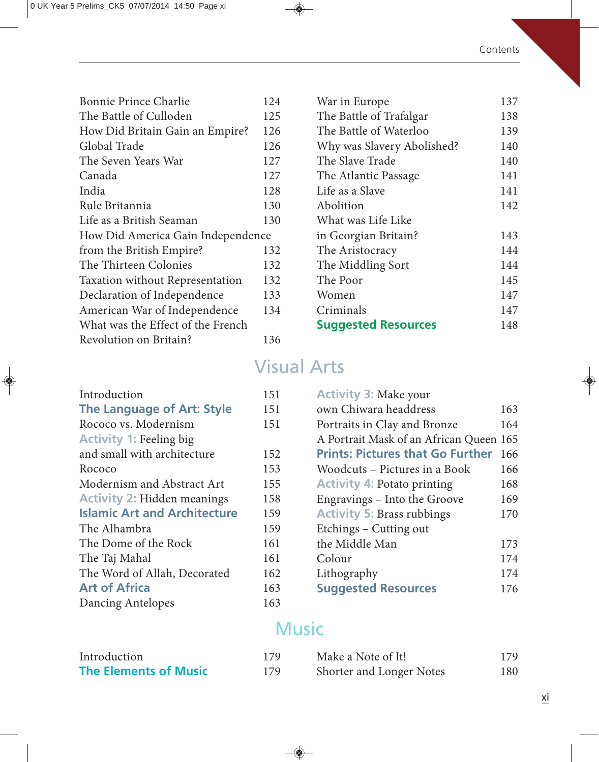Bonnie Prince Charlie 124
The Battle of Culloden 125
How Did Britain Gain an Empire? 126
Global Trade 126
The Seven Years War 127
Canada 127
India 128
Rule Britannia 130
Life as a British Seaman 130
How Did America Gain Independence from the British Empire? 132
The Thirteen Colonies 132
Taxation without Representation 132
Declaration of Independence 133
American War of Independence 134
What was the Effect of the French Revolution on Britain? 136
War in Europe 137
The Battle of Trafalgar 138
The Battle of Waterloo 139
Why was Slavery Abolished? 140
The Slave Trade 140
The Atlantic Passage 141
Life as a Slave 141
Abolition 142
What was Life Like in Georgian Britain? 143
The Aristocracy 144
The Middling Sort 144
The Poor 145
Women 147
Criminals 147
**Suggested Resources** 148

# Visual Arts

Introduction 151
**The Language of Art: Style** 151
Rococo vs. Modernism 151
**Activity 1:** Feeling big and small with architecture 152
Rococo 153
Modernism and Abstract Art 155
**Activity 2:** Hidden meanings 158
**Islamic Art and Architecture** 159
The Alhambra 159
The Dome of the Rock 161
The Taj Mahal 161
The Word of Allah, Decorated 162
**Art of Africa** 163
Dancing Antelopes 163
**Activity 3:** Make your own Chiwara headdress 163
Portraits in Clay and Bronze 164
A Portrait Mask of an African Queen 165
**Prints: Pictures that Go Further** 166
Woodcuts – Pictures in a Book 166
**Activity 4:** Potato printing 168
Engravings – Into the Groove 169
**Activity 5:** Brass rubbings 170
Etchings – Cutting out the Middle Man 173
Colour 174
Lithography 174
**Suggested Resources** 176

# Music

Introduction 179
**The Elements of Music** 179
Make a Note of It! 179
Shorter and Longer Notes 180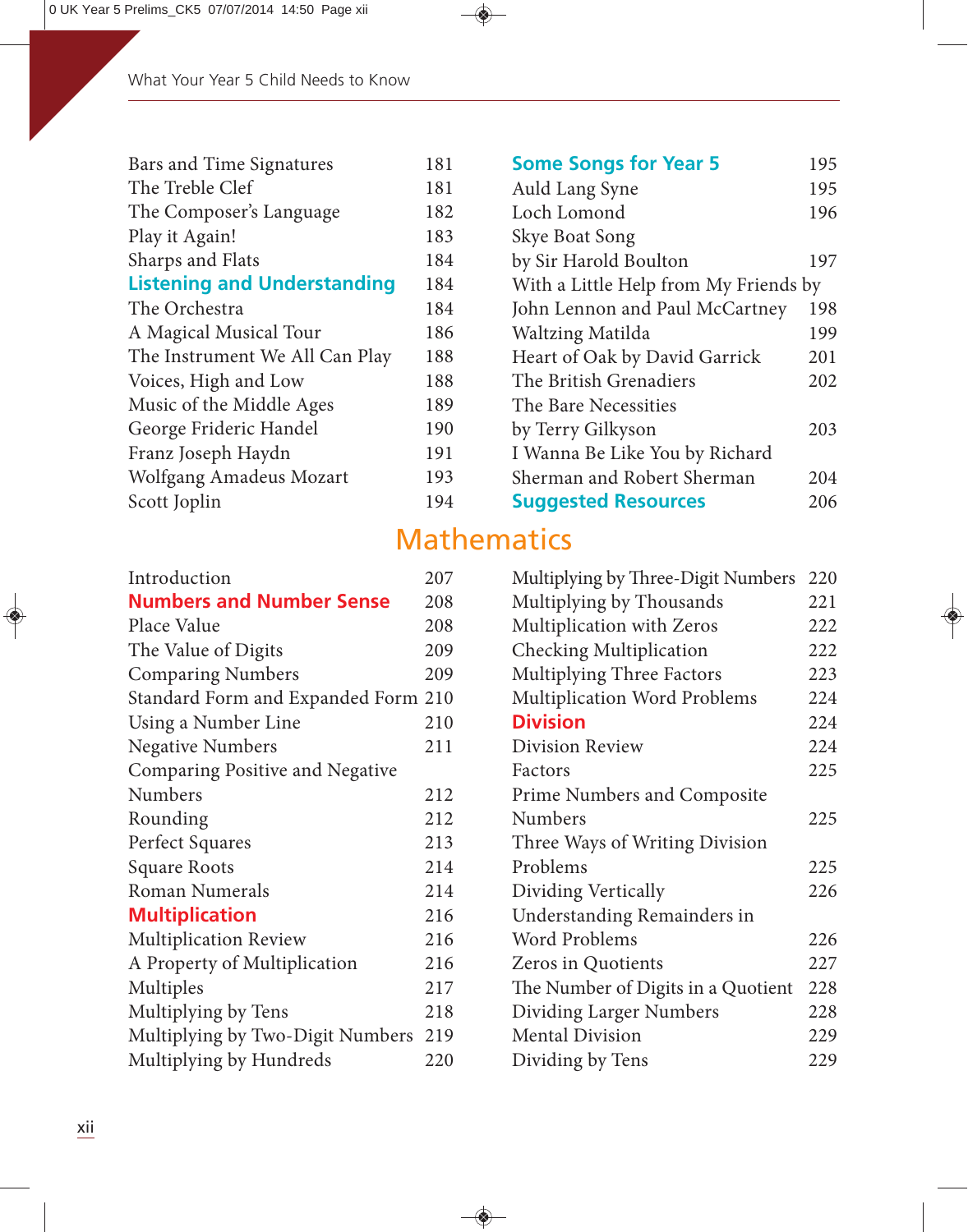Bars and Time Signatures 181
The Treble Clef 181
The Composer's Language 182
Play it Again! 183
Sharps and Flats 184

**Listening and Understanding** 184

The Orchestra 184
A Magical Musical Tour 186
The Instrument We All Can Play 188
Voices, High and Low 188
Music of the Middle Ages 189
George Frideric Handel 190
Franz Joseph Haydn 191
Wolfgang Amadeus Mozart 193
Scott Joplin 194

**Some Songs for Year 5** 195

Auld Lang Syne 195
Loch Lomond 196
Skye Boat Song by Sir Harold Boulton 197
With a Little Help from My Friends by John Lennon and Paul McCartney 198
Waltzing Matilda 199
Heart of Oak by David Garrick 201
The British Grenadiers 202
The Bare Necessities by Terry Gilkyson 203
I Wanna Be Like You by Richard Sherman and Robert Sherman 204

**Suggested Resources** 206

# Mathematics

Introduction 207

**Numbers and Number Sense** 208

Place Value 208
The Value of Digits 209
Comparing Numbers 209
Standard Form and Expanded Form 210
Using a Number Line 210
Negative Numbers 211
Comparing Positive and Negative Numbers 212
Rounding 212
Perfect Squares 213
Square Roots 214
Roman Numerals 214

**Multiplication** 216

Multiplication Review 216
A Property of Multiplication 216
Multiples 217
Multiplying by Tens 218
Multiplying by Two-Digit Numbers 219
Multiplying by Hundreds 220
Multiplying by Three-Digit Numbers 220
Multiplying by Thousands 221
Multiplication with Zeros 222
Checking Multiplication 222
Multiplying Three Factors 223
Multiplication Word Problems 224

**Division** 224

Division Review 224
Factors 225
Prime Numbers and Composite Numbers 225
Three Ways of Writing Division Problems 225
Dividing Vertically 226
Understanding Remainders in Word Problems 226
Zeros in Quotients 227
The Number of Digits in a Quotient 228
Dividing Larger Numbers 228
Mental Division 229
Dividing by Tens 229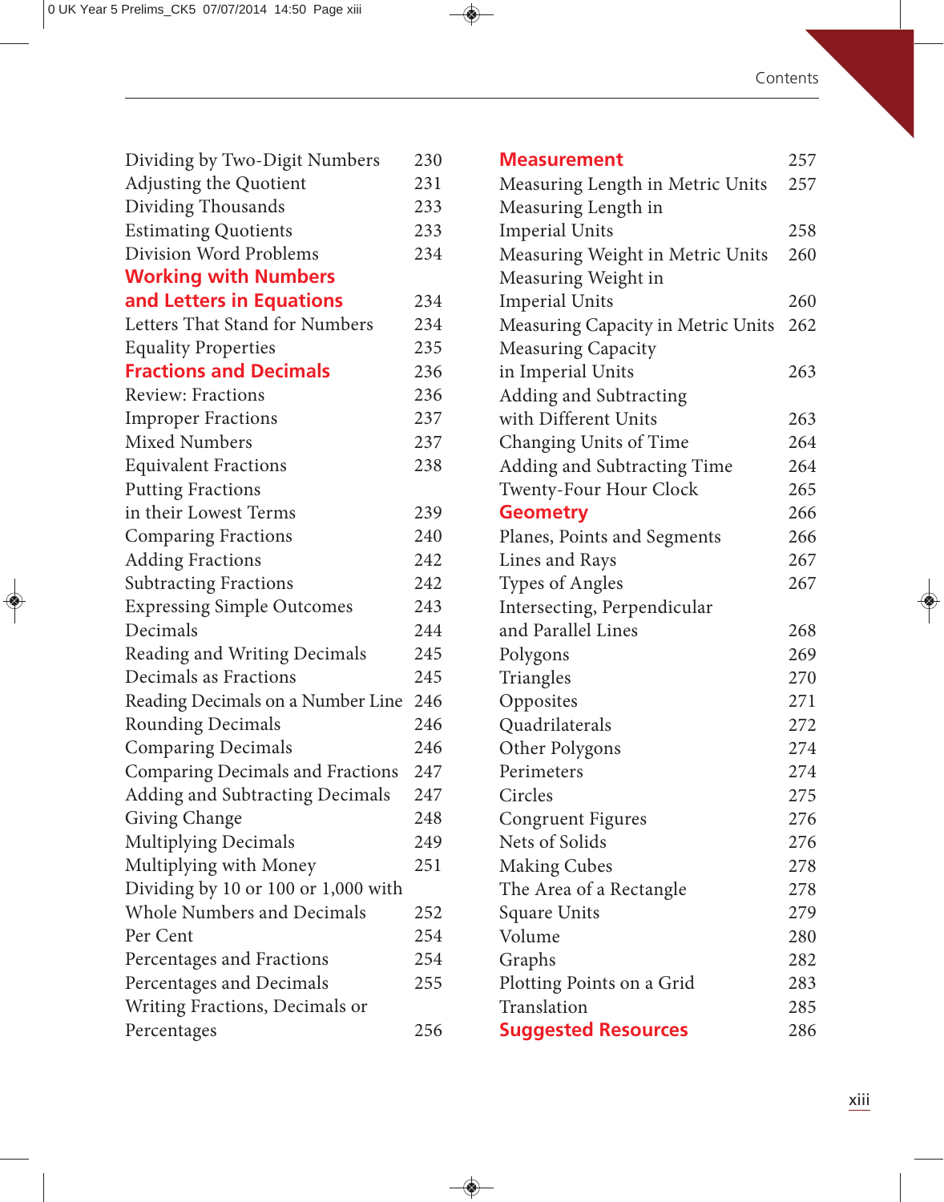Dividing by Two-Digit Numbers 230
Adjusting the Quotient 231
Dividing Thousands 233
Estimating Quotients 233
Division Word Problems 234

**Working with Numbers and Letters in Equations** 234
Letters That Stand for Numbers 234
Equality Properties 235

**Fractions and Decimals** 236
Review: Fractions 236
Improper Fractions 237
Mixed Numbers 237
Equivalent Fractions 238
Putting Fractions in their Lowest Terms 239
Comparing Fractions 240
Adding Fractions 242
Subtracting Fractions 242
Expressing Simple Outcomes 243
Decimals 244
Reading and Writing Decimals 245
Decimals as Fractions 245
Reading Decimals on a Number Line 246
Rounding Decimals 246
Comparing Decimals 246
Comparing Decimals and Fractions 247
Adding and Subtracting Decimals 247
Giving Change 248
Multiplying Decimals 249
Multiplying with Money 251
Dividing by 10 or 100 or 1,000 with Whole Numbers and Decimals 252
Per Cent 254
Percentages and Fractions 254
Percentages and Decimals 255
Writing Fractions, Decimals or Percentages 256

**Measurement** 257
Measuring Length in Metric Units 257
Measuring Length in Imperial Units 258
Measuring Weight in Metric Units 260
Measuring Weight in Imperial Units 260
Measuring Capacity in Metric Units 262
Measuring Capacity in Imperial Units 263
Adding and Subtracting with Different Units 263
Changing Units of Time 264
Adding and Subtracting Time 264
Twenty-Four Hour Clock 265

**Geometry** 266
Planes, Points and Segments 266
Lines and Rays 267
Types of Angles 267
Intersecting, Perpendicular and Parallel Lines 268
Polygons 269
Triangles 270
Opposites 271
Quadrilaterals 272
Other Polygons 274
Perimeters 274
Circles 275
Congruent Figures 276
Nets of Solids 276
Making Cubes 278
The Area of a Rectangle 278
Square Units 279
Volume 280
Graphs 282
Plotting Points on a Grid 283
Translation 285

**Suggested Resources** 286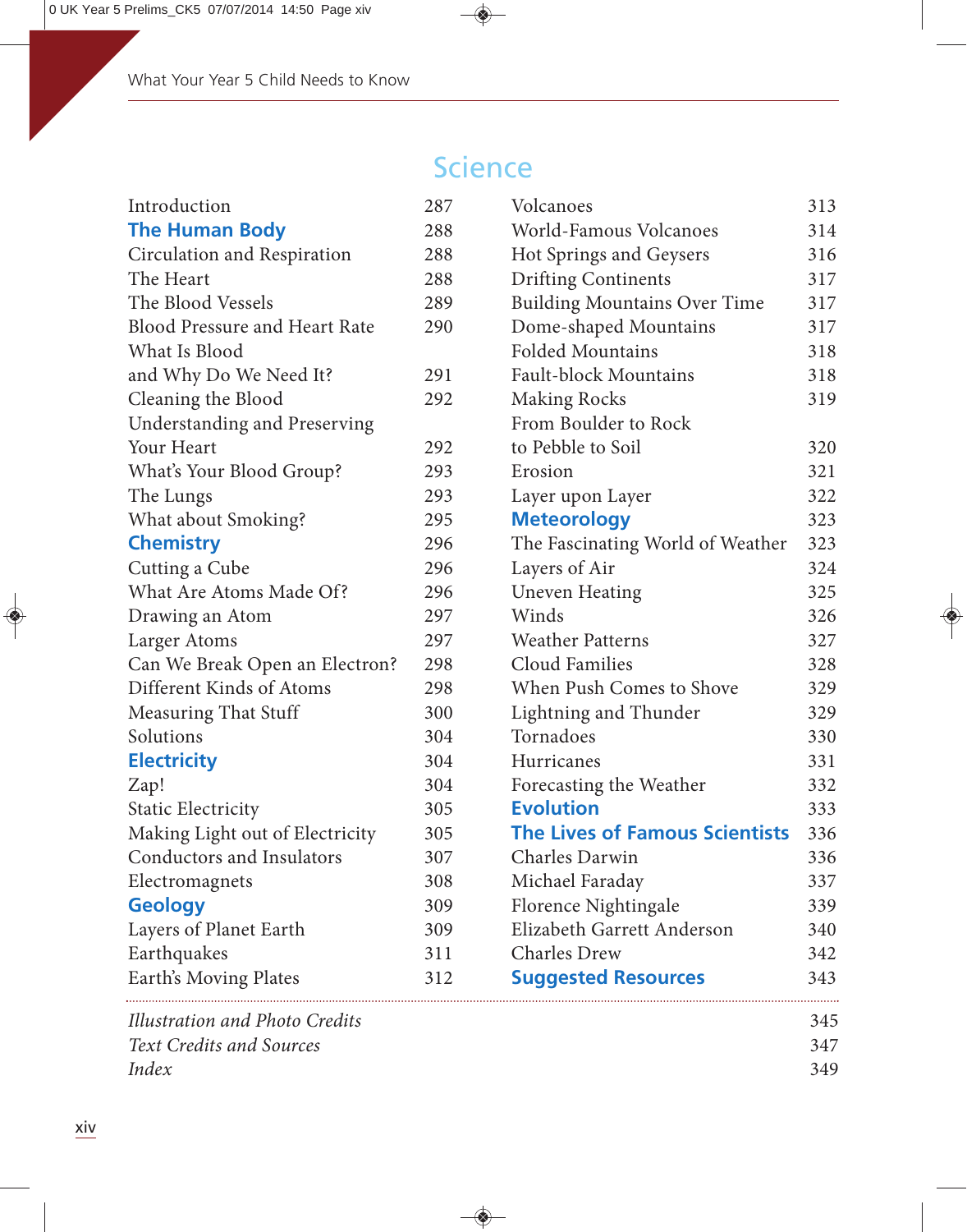# Science

| | |
|---|---|
| Introduction | 287 |
| **The Human Body** | 288 |
| Circulation and Respiration | 288 |
| The Heart | 288 |
| The Blood Vessels | 289 |
| Blood Pressure and Heart Rate | 290 |
| What Is Blood and Why Do We Need It? | 291 |
| Cleaning the Blood | 292 |
| Understanding and Preserving Your Heart | 292 |
| What's Your Blood Group? | 293 |
| The Lungs | 293 |
| What about Smoking? | 295 |
| **Chemistry** | 296 |
| Cutting a Cube | 296 |
| What Are Atoms Made Of? | 296 |
| Drawing an Atom | 297 |
| Larger Atoms | 297 |
| Can We Break Open an Electron? | 298 |
| Different Kinds of Atoms | 298 |
| Measuring That Stuff | 300 |
| Solutions | 304 |
| **Electricity** | 304 |
| Zap! | 304 |
| Static Electricity | 305 |
| Making Light out of Electricity | 305 |
| Conductors and Insulators | 307 |
| Electromagnets | 308 |
| **Geology** | 309 |
| Layers of Planet Earth | 309 |
| Earthquakes | 311 |
| Earth's Moving Plates | 312 |
| Volcanoes | 313 |
| World-Famous Volcanoes | 314 |
| Hot Springs and Geysers | 316 |
| Drifting Continents | 317 |
| Building Mountains Over Time | 317 |
| Dome-shaped Mountains | 317 |
| Folded Mountains | 318 |
| Fault-block Mountains | 318 |
| Making Rocks | 319 |
| From Boulder to Rock to Pebble to Soil | 320 |
| Erosion | 321 |
| Layer upon Layer | 322 |
| **Meteorology** | 323 |
| The Fascinating World of Weather | 323 |
| Layers of Air | 324 |
| Uneven Heating | 325 |
| Winds | 326 |
| Weather Patterns | 327 |
| Cloud Families | 328 |
| When Push Comes to Shove | 329 |
| Lightning and Thunder | 329 |
| Tornadoes | 330 |
| Hurricanes | 331 |
| Forecasting the Weather | 332 |
| **Evolution** | 333 |
| **The Lives of Famous Scientists** | 336 |
| Charles Darwin | 336 |
| Michael Faraday | 337 |
| Florence Nightingale | 339 |
| Elizabeth Garrett Anderson | 340 |
| Charles Drew | 342 |
| **Suggested Resources** | 343 |

| | |
|---|---|
| *Illustration and Photo Credits* | 345 |
| *Text Credits and Sources* | 347 |
| *Index* | 349 |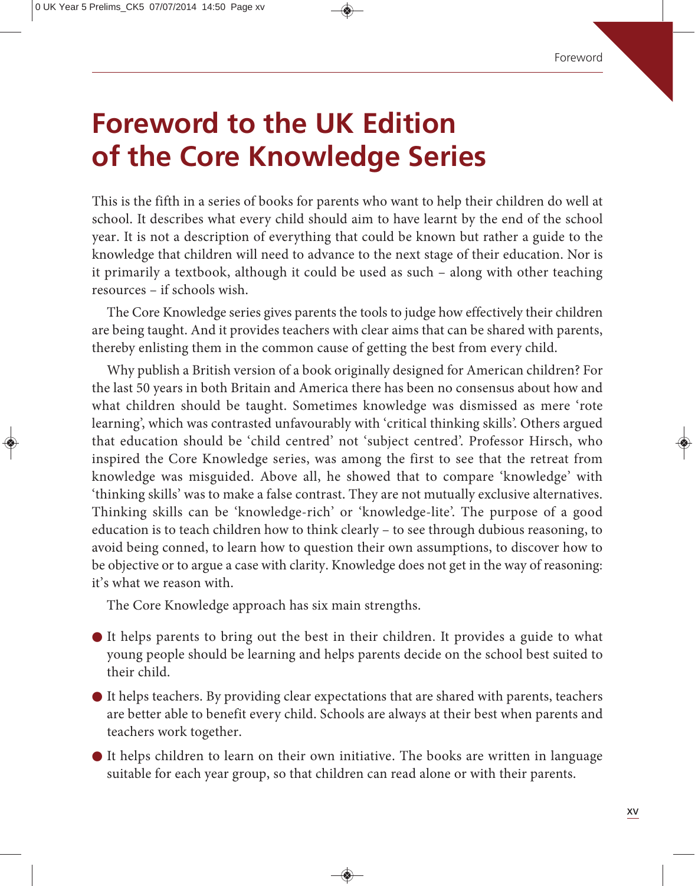# Foreword to the UK Edition of the Core Knowledge Series

This is the fifth in a series of books for parents who want to help their children do well at school. It describes what every child should aim to have learnt by the end of the school year. It is not a description of everything that could be known but rather a guide to the knowledge that children will need to advance to the next stage of their education. Nor is it primarily a textbook, although it could be used as such – along with other teaching resources – if schools wish.

The Core Knowledge series gives parents the tools to judge how effectively their children are being taught. And it provides teachers with clear aims that can be shared with parents, thereby enlisting them in the common cause of getting the best from every child.

Why publish a British version of a book originally designed for American children? For the last 50 years in both Britain and America there has been no consensus about how and what children should be taught. Sometimes knowledge was dismissed as mere 'rote learning', which was contrasted unfavourably with 'critical thinking skills'. Others argued that education should be 'child centred' not 'subject centred'. Professor Hirsch, who inspired the Core Knowledge series, was among the first to see that the retreat from knowledge was misguided. Above all, he showed that to compare 'knowledge' with 'thinking skills' was to make a false contrast. They are not mutually exclusive alternatives. Thinking skills can be 'knowledge-rich' or 'knowledge-lite'. The purpose of a good education is to teach children how to think clearly – to see through dubious reasoning, to avoid being conned, to learn how to question their own assumptions, to discover how to be objective or to argue a case with clarity. Knowledge does not get in the way of reasoning: it's what we reason with.

The Core Knowledge approach has six main strengths.

- It helps parents to bring out the best in their children. It provides a guide to what young people should be learning and helps parents decide on the school best suited to their child.
- It helps teachers. By providing clear expectations that are shared with parents, teachers are better able to benefit every child. Schools are always at their best when parents and teachers work together.
- It helps children to learn on their own initiative. The books are written in language suitable for each year group, so that children can read alone or with their parents.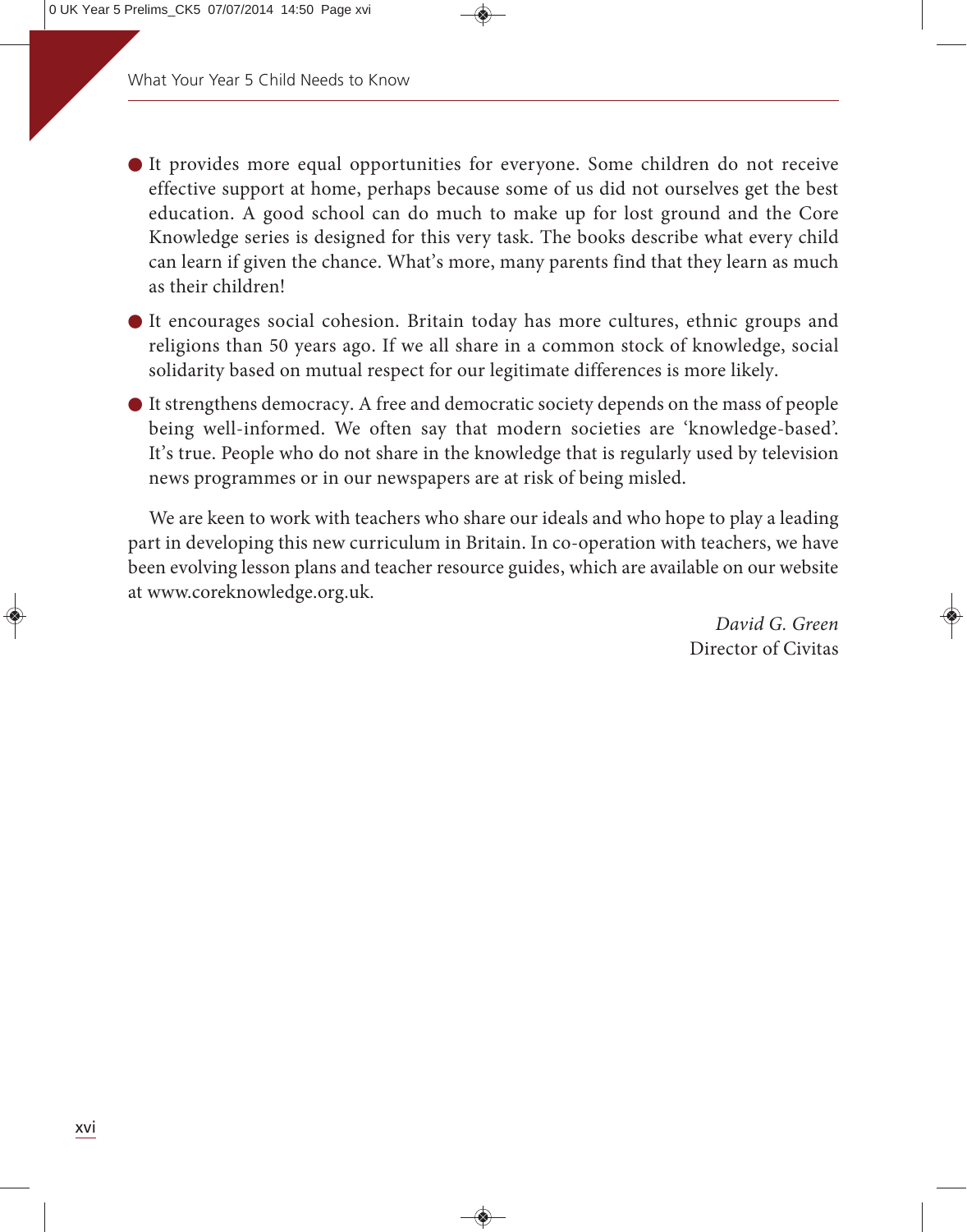- It provides more equal opportunities for everyone. Some children do not receive effective support at home, perhaps because some of us did not ourselves get the best education. A good school can do much to make up for lost ground and the Core Knowledge series is designed for this very task. The books describe what every child can learn if given the chance. What's more, many parents find that they learn as much as their children!
- It encourages social cohesion. Britain today has more cultures, ethnic groups and religions than 50 years ago. If we all share in a common stock of knowledge, social solidarity based on mutual respect for our legitimate differences is more likely.
- It strengthens democracy. A free and democratic society depends on the mass of people being well-informed. We often say that modern societies are 'knowledge-based'. It's true. People who do not share in the knowledge that is regularly used by television news programmes or in our newspapers are at risk of being misled.

We are keen to work with teachers who share our ideals and who hope to play a leading part in developing this new curriculum in Britain. In co-operation with teachers, we have been evolving lesson plans and teacher resource guides, which are available on our website at www.coreknowledge.org.uk.

*David G. Green*
Director of Civitas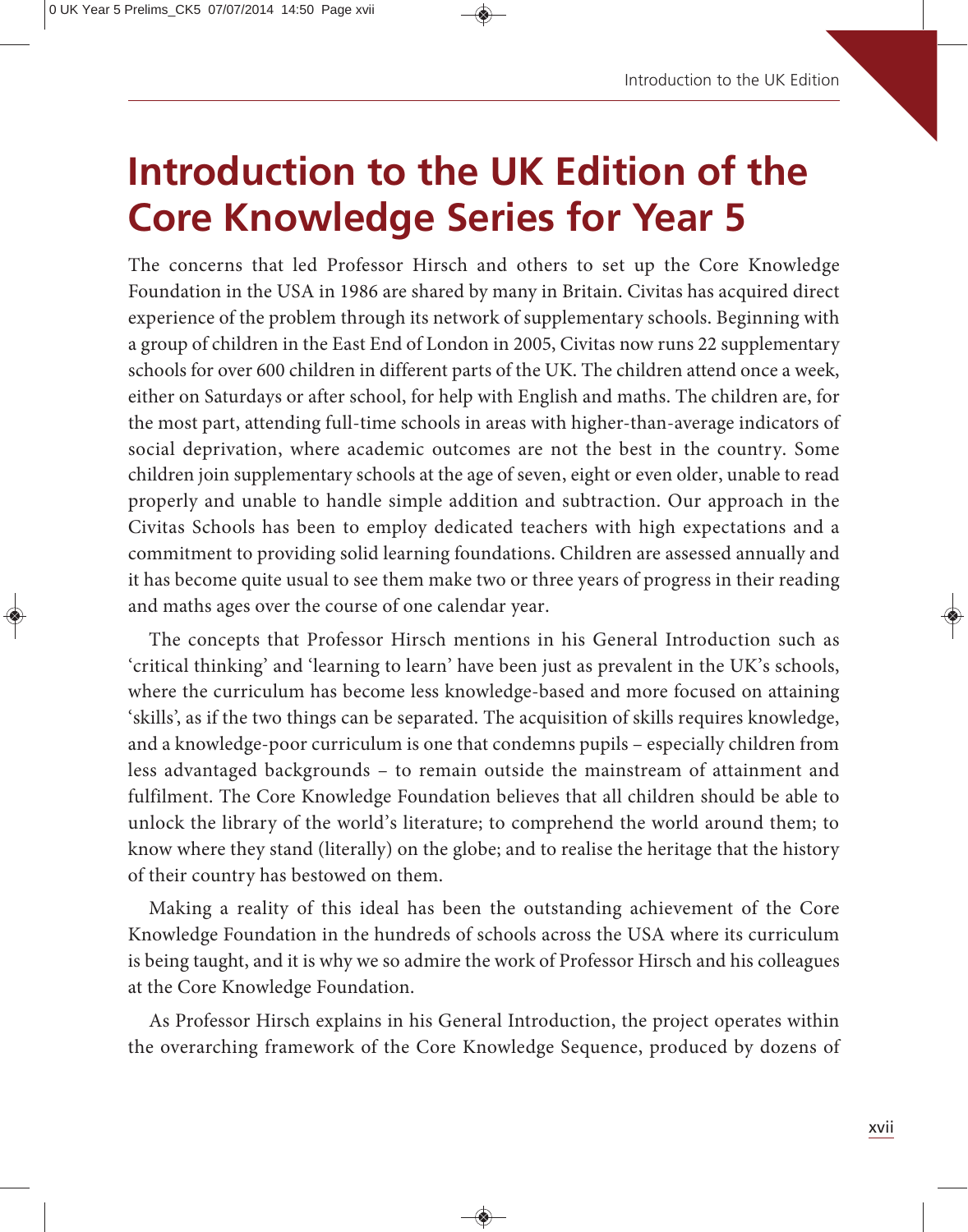# Introduction to the UK Edition of the Core Knowledge Series for Year 5

The concerns that led Professor Hirsch and others to set up the Core Knowledge Foundation in the USA in 1986 are shared by many in Britain. Civitas has acquired direct experience of the problem through its network of supplementary schools. Beginning with a group of children in the East End of London in 2005, Civitas now runs 22 supplementary schools for over 600 children in different parts of the UK. The children attend once a week, either on Saturdays or after school, for help with English and maths. The children are, for the most part, attending full-time schools in areas with higher-than-average indicators of social deprivation, where academic outcomes are not the best in the country. Some children join supplementary schools at the age of seven, eight or even older, unable to read properly and unable to handle simple addition and subtraction. Our approach in the Civitas Schools has been to employ dedicated teachers with high expectations and a commitment to providing solid learning foundations. Children are assessed annually and it has become quite usual to see them make two or three years of progress in their reading and maths ages over the course of one calendar year.

The concepts that Professor Hirsch mentions in his General Introduction such as 'critical thinking' and 'learning to learn' have been just as prevalent in the UK's schools, where the curriculum has become less knowledge-based and more focused on attaining 'skills', as if the two things can be separated. The acquisition of skills requires knowledge, and a knowledge-poor curriculum is one that condemns pupils – especially children from less advantaged backgrounds – to remain outside the mainstream of attainment and fulfilment. The Core Knowledge Foundation believes that all children should be able to unlock the library of the world's literature; to comprehend the world around them; to know where they stand (literally) on the globe; and to realise the heritage that the history of their country has bestowed on them.

Making a reality of this ideal has been the outstanding achievement of the Core Knowledge Foundation in the hundreds of schools across the USA where its curriculum is being taught, and it is why we so admire the work of Professor Hirsch and his colleagues at the Core Knowledge Foundation.

As Professor Hirsch explains in his General Introduction, the project operates within the overarching framework of the Core Knowledge Sequence, produced by dozens of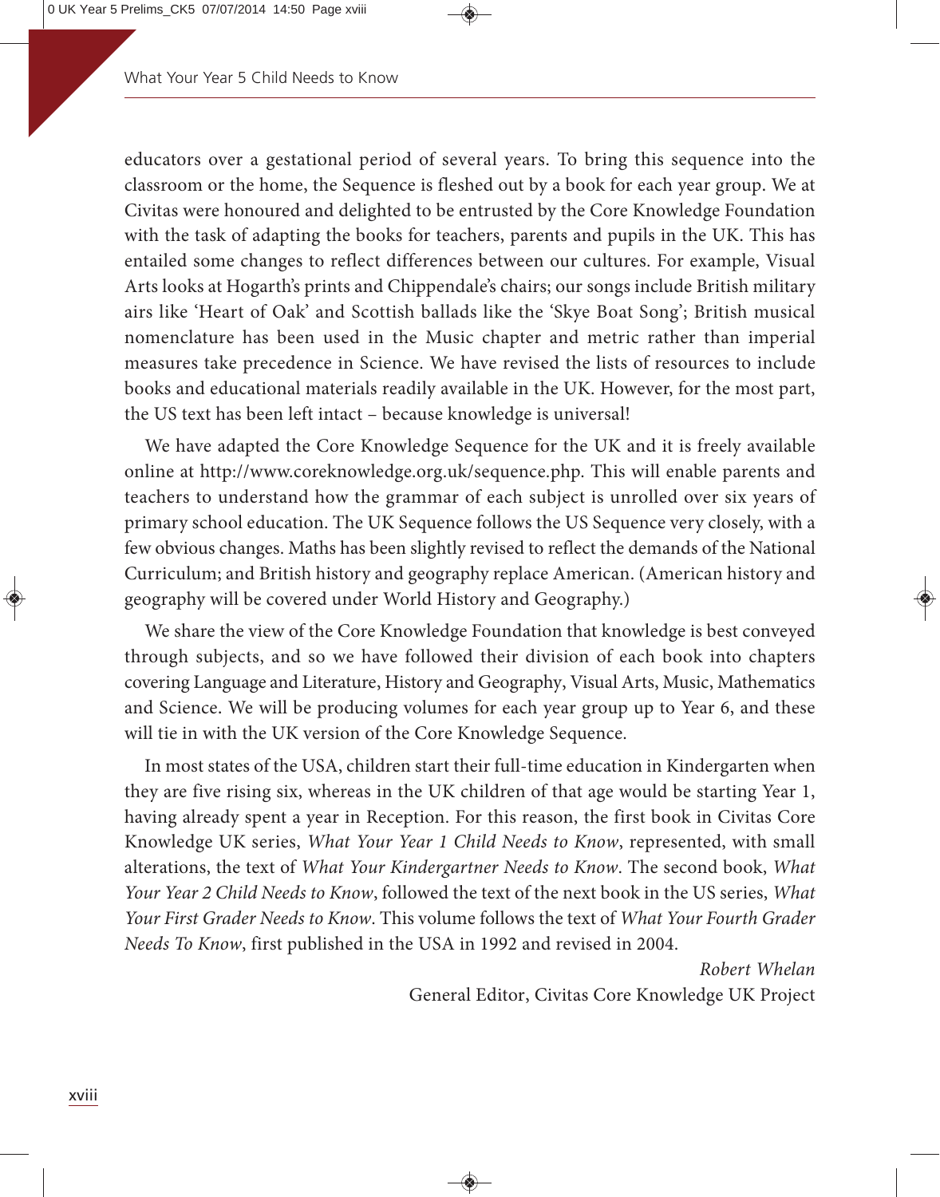educators over a gestational period of several years. To bring this sequence into the classroom or the home, the Sequence is fleshed out by a book for each year group. We at Civitas were honoured and delighted to be entrusted by the Core Knowledge Foundation with the task of adapting the books for teachers, parents and pupils in the UK. This has entailed some changes to reflect differences between our cultures. For example, Visual Arts looks at Hogarth's prints and Chippendale's chairs; our songs include British military airs like 'Heart of Oak' and Scottish ballads like the 'Skye Boat Song'; British musical nomenclature has been used in the Music chapter and metric rather than imperial measures take precedence in Science. We have revised the lists of resources to include books and educational materials readily available in the UK. However, for the most part, the US text has been left intact – because knowledge is universal!

We have adapted the Core Knowledge Sequence for the UK and it is freely available online at http://www.coreknowledge.org.uk/sequence.php. This will enable parents and teachers to understand how the grammar of each subject is unrolled over six years of primary school education. The UK Sequence follows the US Sequence very closely, with a few obvious changes. Maths has been slightly revised to reflect the demands of the National Curriculum; and British history and geography replace American. (American history and geography will be covered under World History and Geography.)

We share the view of the Core Knowledge Foundation that knowledge is best conveyed through subjects, and so we have followed their division of each book into chapters covering Language and Literature, History and Geography, Visual Arts, Music, Mathematics and Science. We will be producing volumes for each year group up to Year 6, and these will tie in with the UK version of the Core Knowledge Sequence.

In most states of the USA, children start their full-time education in Kindergarten when they are five rising six, whereas in the UK children of that age would be starting Year 1, having already spent a year in Reception. For this reason, the first book in Civitas Core Knowledge UK series, *What Your Year 1 Child Needs to Know*, represented, with small alterations, the text of *What Your Kindergartner Needs to Know*. The second book, *What Your Year 2 Child Needs to Know*, followed the text of the next book in the US series, *What Your First Grader Needs to Know*. This volume follows the text of *What Your Fourth Grader Needs To Know*, first published in the USA in 1992 and revised in 2004.

*Robert Whelan*
General Editor, Civitas Core Knowledge UK Project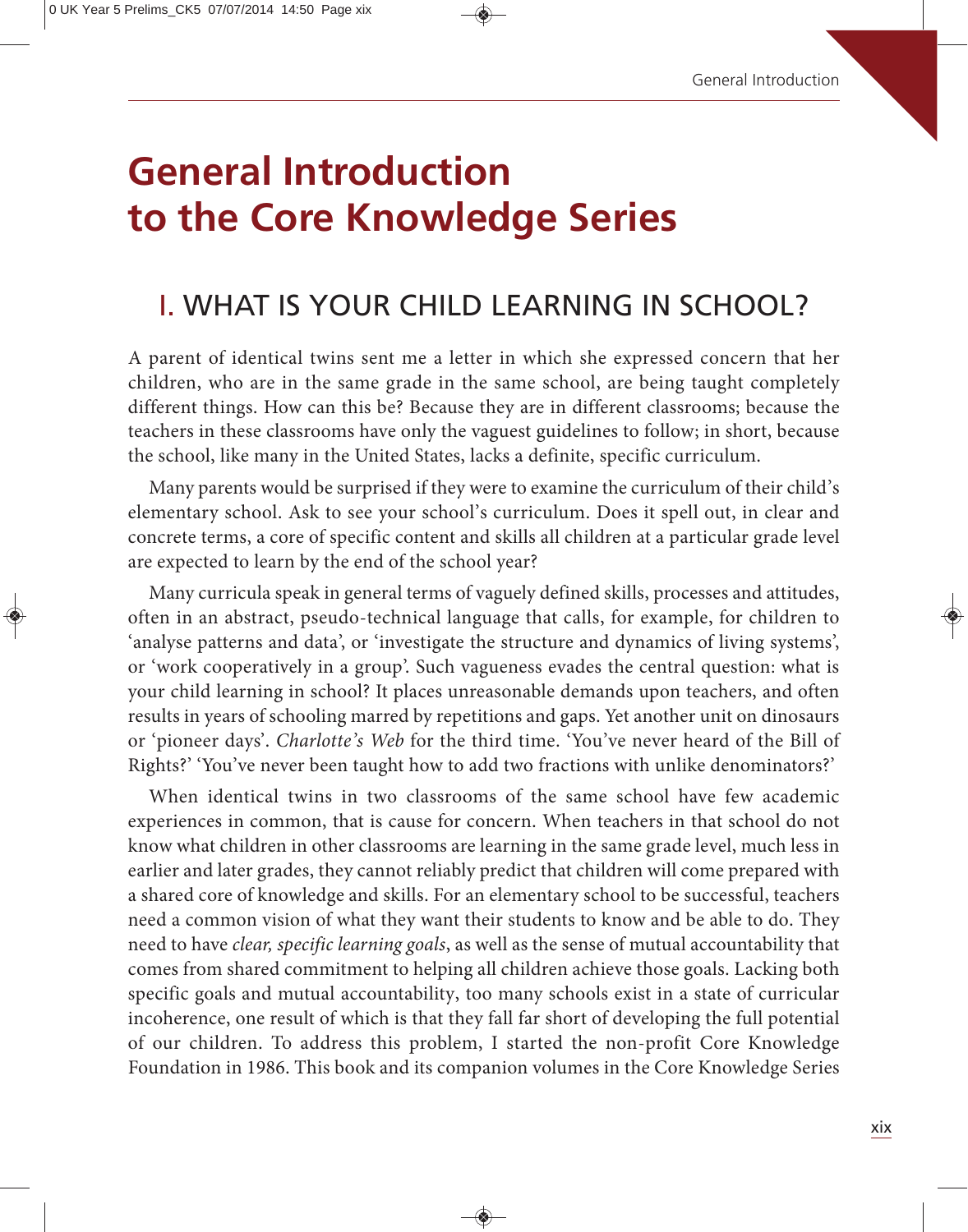# General Introduction to the Core Knowledge Series

## I. WHAT IS YOUR CHILD LEARNING IN SCHOOL?

A parent of identical twins sent me a letter in which she expressed concern that her children, who are in the same grade in the same school, are being taught completely different things. How can this be? Because they are in different classrooms; because the teachers in these classrooms have only the vaguest guidelines to follow; in short, because the school, like many in the United States, lacks a definite, specific curriculum.

Many parents would be surprised if they were to examine the curriculum of their child's elementary school. Ask to see your school's curriculum. Does it spell out, in clear and concrete terms, a core of specific content and skills all children at a particular grade level are expected to learn by the end of the school year?

Many curricula speak in general terms of vaguely defined skills, processes and attitudes, often in an abstract, pseudo-technical language that calls, for example, for children to 'analyse patterns and data', or 'investigate the structure and dynamics of living systems', or 'work cooperatively in a group'. Such vagueness evades the central question: what is your child learning in school? It places unreasonable demands upon teachers, and often results in years of schooling marred by repetitions and gaps. Yet another unit on dinosaurs or 'pioneer days'. *Charlotte's Web* for the third time. 'You've never heard of the Bill of Rights?' 'You've never been taught how to add two fractions with unlike denominators?'

When identical twins in two classrooms of the same school have few academic experiences in common, that is cause for concern. When teachers in that school do not know what children in other classrooms are learning in the same grade level, much less in earlier and later grades, they cannot reliably predict that children will come prepared with a shared core of knowledge and skills. For an elementary school to be successful, teachers need a common vision of what they want their students to know and be able to do. They need to have *clear, specific learning goals*, as well as the sense of mutual accountability that comes from shared commitment to helping all children achieve those goals. Lacking both specific goals and mutual accountability, too many schools exist in a state of curricular incoherence, one result of which is that they fall far short of developing the full potential of our children. To address this problem, I started the non-profit Core Knowledge Foundation in 1986. This book and its companion volumes in the Core Knowledge Series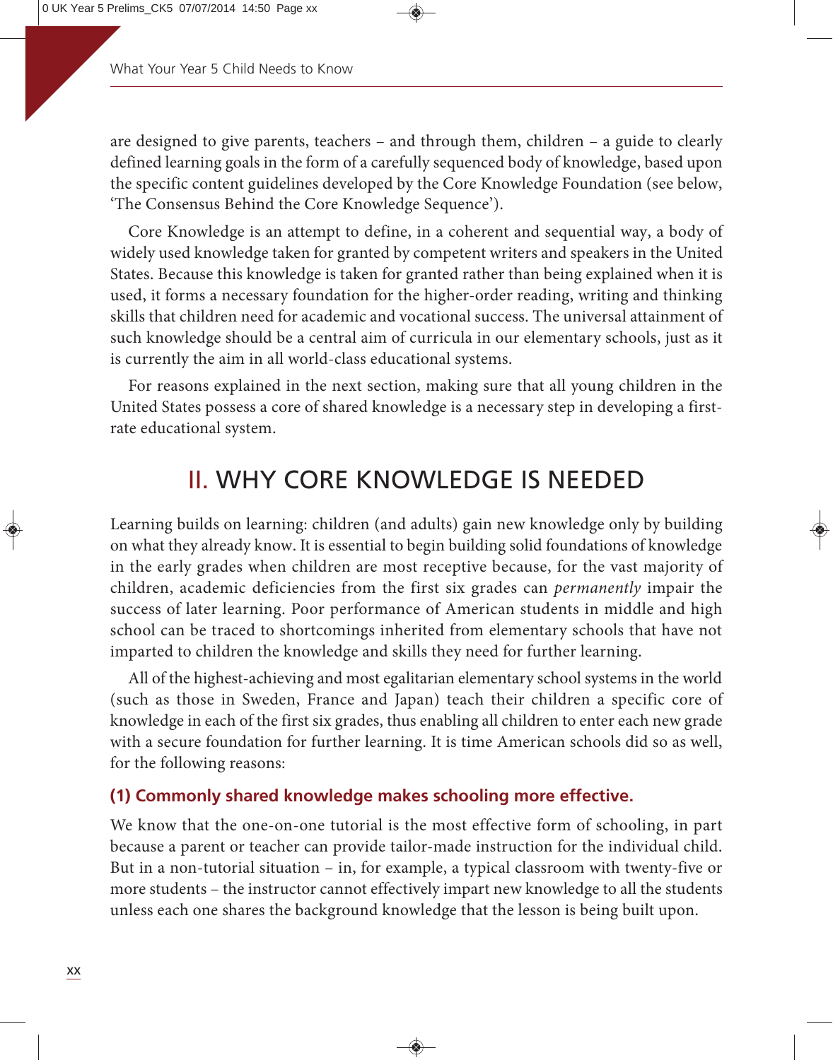are designed to give parents, teachers – and through them, children – a guide to clearly defined learning goals in the form of a carefully sequenced body of knowledge, based upon the specific content guidelines developed by the Core Knowledge Foundation (see below, 'The Consensus Behind the Core Knowledge Sequence').

Core Knowledge is an attempt to define, in a coherent and sequential way, a body of widely used knowledge taken for granted by competent writers and speakers in the United States. Because this knowledge is taken for granted rather than being explained when it is used, it forms a necessary foundation for the higher-order reading, writing and thinking skills that children need for academic and vocational success. The universal attainment of such knowledge should be a central aim of curricula in our elementary schools, just as it is currently the aim in all world-class educational systems.

For reasons explained in the next section, making sure that all young children in the United States possess a core of shared knowledge is a necessary step in developing a first-rate educational system.

## II. WHY CORE KNOWLEDGE IS NEEDED

Learning builds on learning: children (and adults) gain new knowledge only by building on what they already know. It is essential to begin building solid foundations of knowledge in the early grades when children are most receptive because, for the vast majority of children, academic deficiencies from the first six grades can *permanently* impair the success of later learning. Poor performance of American students in middle and high school can be traced to shortcomings inherited from elementary schools that have not imparted to children the knowledge and skills they need for further learning.

All of the highest-achieving and most egalitarian elementary school systems in the world (such as those in Sweden, France and Japan) teach their children a specific core of knowledge in each of the first six grades, thus enabling all children to enter each new grade with a secure foundation for further learning. It is time American schools did so as well, for the following reasons:

### (1) Commonly shared knowledge makes schooling more effective.

We know that the one-on-one tutorial is the most effective form of schooling, in part because a parent or teacher can provide tailor-made instruction for the individual child. But in a non-tutorial situation – in, for example, a typical classroom with twenty-five or more students – the instructor cannot effectively impart new knowledge to all the students unless each one shares the background knowledge that the lesson is being built upon.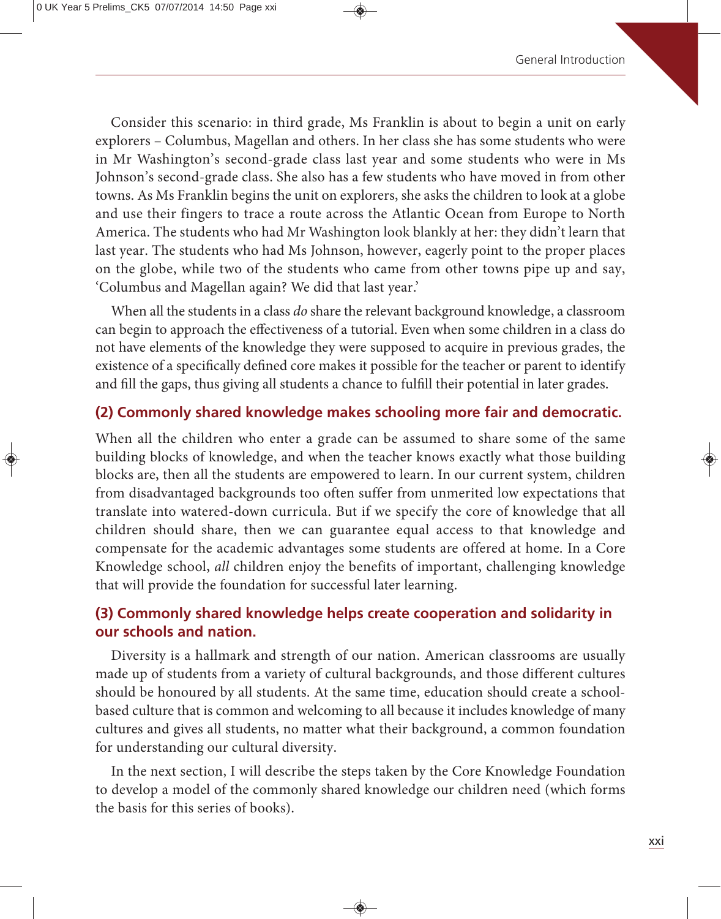Consider this scenario: in third grade, Ms Franklin is about to begin a unit on early explorers – Columbus, Magellan and others. In her class she has some students who were in Mr Washington's second-grade class last year and some students who were in Ms Johnson's second-grade class. She also has a few students who have moved in from other towns. As Ms Franklin begins the unit on explorers, she asks the children to look at a globe and use their fingers to trace a route across the Atlantic Ocean from Europe to North America. The students who had Mr Washington look blankly at her: they didn't learn that last year. The students who had Ms Johnson, however, eagerly point to the proper places on the globe, while two of the students who came from other towns pipe up and say, 'Columbus and Magellan again? We did that last year.'

When all the students in a class *do* share the relevant background knowledge, a classroom can begin to approach the effectiveness of a tutorial. Even when some children in a class do not have elements of the knowledge they were supposed to acquire in previous grades, the existence of a specifically defined core makes it possible for the teacher or parent to identify and fill the gaps, thus giving all students a chance to fulfill their potential in later grades.

### (2) Commonly shared knowledge makes schooling more fair and democratic.

When all the children who enter a grade can be assumed to share some of the same building blocks of knowledge, and when the teacher knows exactly what those building blocks are, then all the students are empowered to learn. In our current system, children from disadvantaged backgrounds too often suffer from unmerited low expectations that translate into watered-down curricula. But if we specify the core of knowledge that all children should share, then we can guarantee equal access to that knowledge and compensate for the academic advantages some students are offered at home. In a Core Knowledge school, *all* children enjoy the benefits of important, challenging knowledge that will provide the foundation for successful later learning.

### (3) Commonly shared knowledge helps create cooperation and solidarity in our schools and nation.

Diversity is a hallmark and strength of our nation. American classrooms are usually made up of students from a variety of cultural backgrounds, and those different cultures should be honoured by all students. At the same time, education should create a school-based culture that is common and welcoming to all because it includes knowledge of many cultures and gives all students, no matter what their background, a common foundation for understanding our cultural diversity.

In the next section, I will describe the steps taken by the Core Knowledge Foundation to develop a model of the commonly shared knowledge our children need (which forms the basis for this series of books).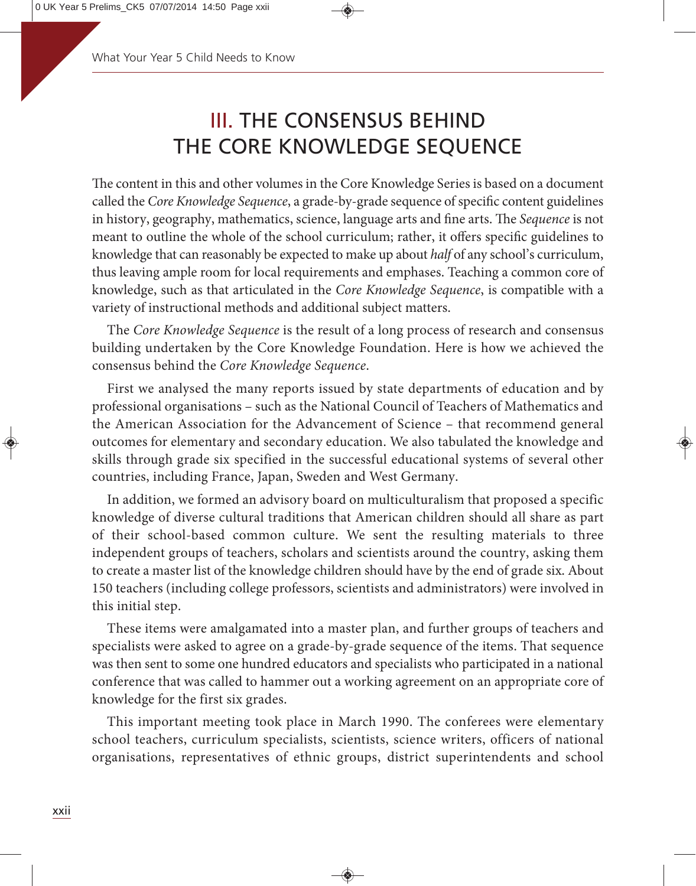# III. THE CONSENSUS BEHIND THE CORE KNOWLEDGE SEQUENCE

The content in this and other volumes in the Core Knowledge Series is based on a document called the *Core Knowledge Sequence*, a grade-by-grade sequence of specific content guidelines in history, geography, mathematics, science, language arts and fine arts. The *Sequence* is not meant to outline the whole of the school curriculum; rather, it offers specific guidelines to knowledge that can reasonably be expected to make up about *half* of any school's curriculum, thus leaving ample room for local requirements and emphases. Teaching a common core of knowledge, such as that articulated in the *Core Knowledge Sequence*, is compatible with a variety of instructional methods and additional subject matters.

The *Core Knowledge Sequence* is the result of a long process of research and consensus building undertaken by the Core Knowledge Foundation. Here is how we achieved the consensus behind the *Core Knowledge Sequence*.

First we analysed the many reports issued by state departments of education and by professional organisations – such as the National Council of Teachers of Mathematics and the American Association for the Advancement of Science – that recommend general outcomes for elementary and secondary education. We also tabulated the knowledge and skills through grade six specified in the successful educational systems of several other countries, including France, Japan, Sweden and West Germany.

In addition, we formed an advisory board on multiculturalism that proposed a specific knowledge of diverse cultural traditions that American children should all share as part of their school-based common culture. We sent the resulting materials to three independent groups of teachers, scholars and scientists around the country, asking them to create a master list of the knowledge children should have by the end of grade six. About 150 teachers (including college professors, scientists and administrators) were involved in this initial step.

These items were amalgamated into a master plan, and further groups of teachers and specialists were asked to agree on a grade-by-grade sequence of the items. That sequence was then sent to some one hundred educators and specialists who participated in a national conference that was called to hammer out a working agreement on an appropriate core of knowledge for the first six grades.

This important meeting took place in March 1990. The conferees were elementary school teachers, curriculum specialists, scientists, science writers, officers of national organisations, representatives of ethnic groups, district superintendents and school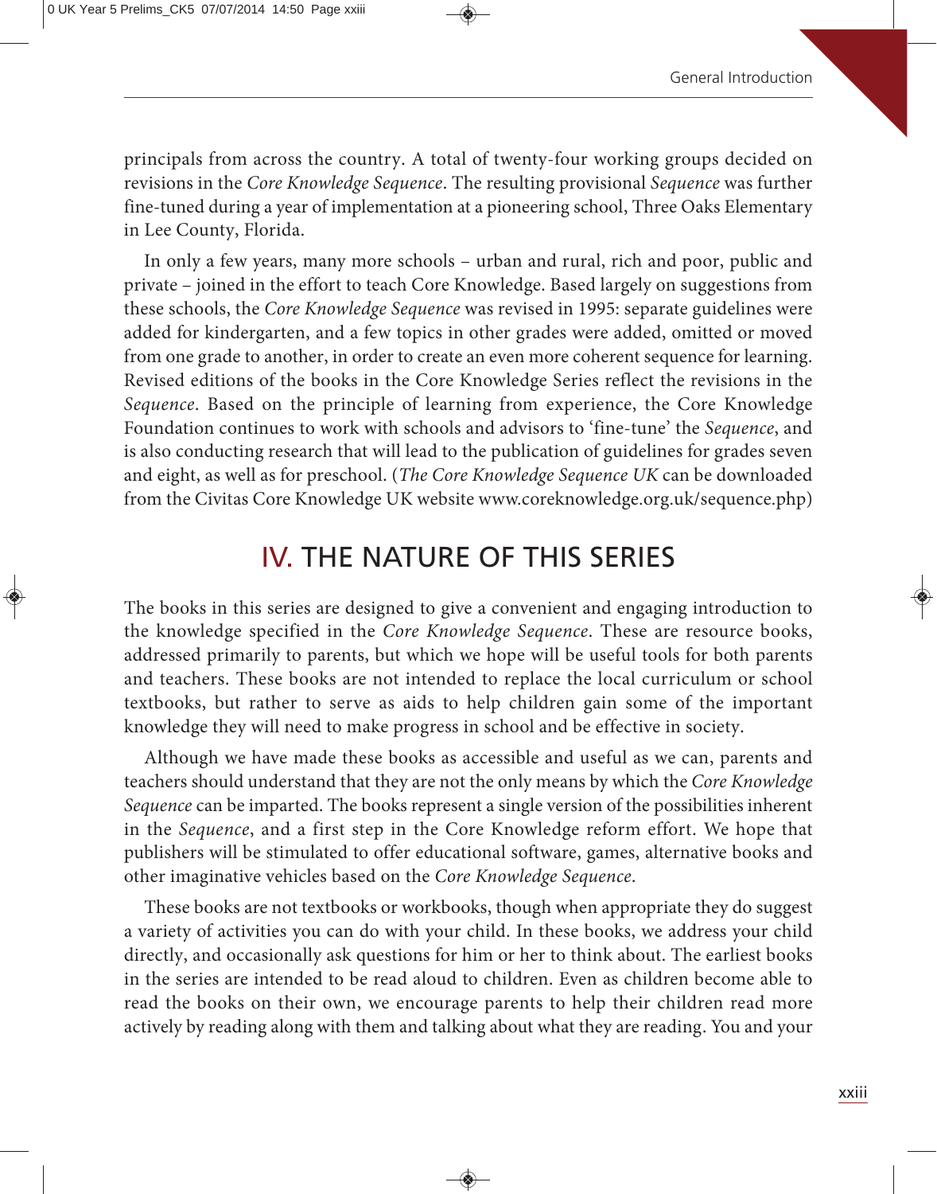principals from across the country. A total of twenty-four working groups decided on revisions in the *Core Knowledge Sequence*. The resulting provisional *Sequence* was further fine-tuned during a year of implementation at a pioneering school, Three Oaks Elementary in Lee County, Florida.

In only a few years, many more schools – urban and rural, rich and poor, public and private – joined in the effort to teach Core Knowledge. Based largely on suggestions from these schools, the *Core Knowledge Sequence* was revised in 1995: separate guidelines were added for kindergarten, and a few topics in other grades were added, omitted or moved from one grade to another, in order to create an even more coherent sequence for learning. Revised editions of the books in the Core Knowledge Series reflect the revisions in the *Sequence*. Based on the principle of learning from experience, the Core Knowledge Foundation continues to work with schools and advisors to 'fine-tune' the *Sequence*, and is also conducting research that will lead to the publication of guidelines for grades seven and eight, as well as for preschool. (*The Core Knowledge Sequence UK* can be downloaded from the Civitas Core Knowledge UK website www.coreknowledge.org.uk/sequence.php)

## IV. THE NATURE OF THIS SERIES

The books in this series are designed to give a convenient and engaging introduction to the knowledge specified in the *Core Knowledge Sequence*. These are resource books, addressed primarily to parents, but which we hope will be useful tools for both parents and teachers. These books are not intended to replace the local curriculum or school textbooks, but rather to serve as aids to help children gain some of the important knowledge they will need to make progress in school and be effective in society.

Although we have made these books as accessible and useful as we can, parents and teachers should understand that they are not the only means by which the *Core Knowledge Sequence* can be imparted. The books represent a single version of the possibilities inherent in the *Sequence*, and a first step in the Core Knowledge reform effort. We hope that publishers will be stimulated to offer educational software, games, alternative books and other imaginative vehicles based on the *Core Knowledge Sequence*.

These books are not textbooks or workbooks, though when appropriate they do suggest a variety of activities you can do with your child. In these books, we address your child directly, and occasionally ask questions for him or her to think about. The earliest books in the series are intended to be read aloud to children. Even as children become able to read the books on their own, we encourage parents to help their children read more actively by reading along with them and talking about what they are reading. You and your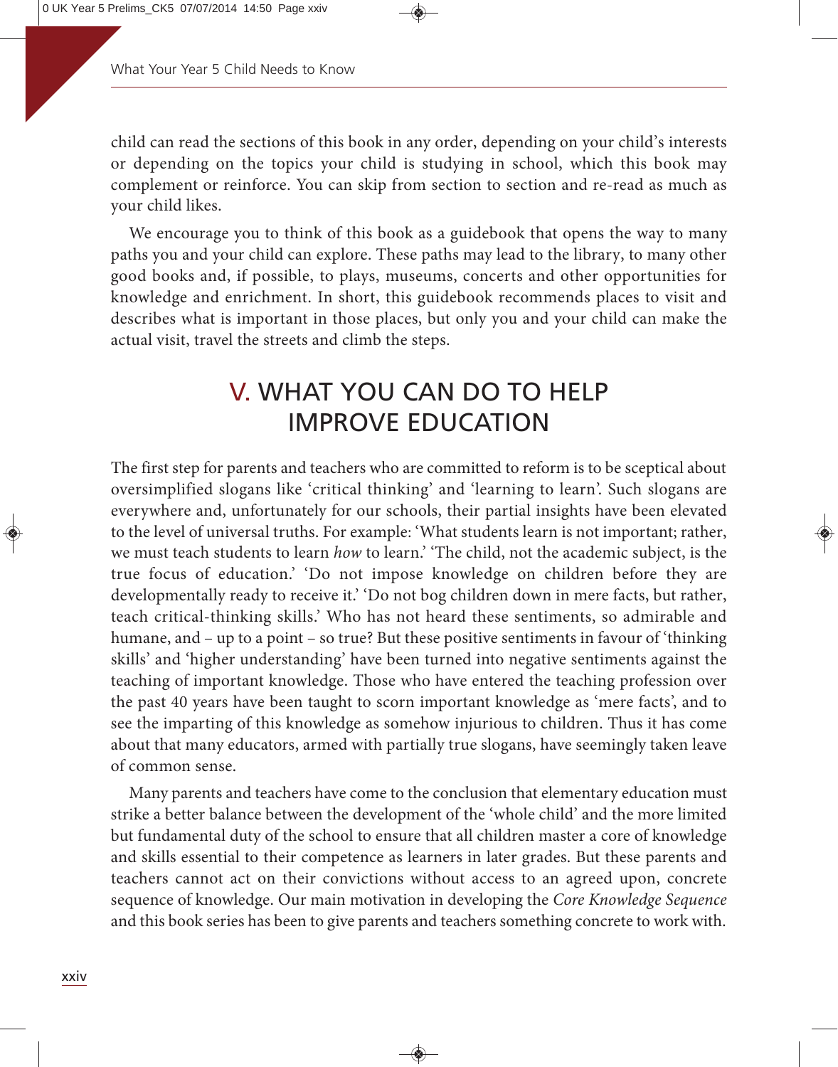child can read the sections of this book in any order, depending on your child's interests or depending on the topics your child is studying in school, which this book may complement or reinforce. You can skip from section to section and re-read as much as your child likes.

We encourage you to think of this book as a guidebook that opens the way to many paths you and your child can explore. These paths may lead to the library, to many other good books and, if possible, to plays, museums, concerts and other opportunities for knowledge and enrichment. In short, this guidebook recommends places to visit and describes what is important in those places, but only you and your child can make the actual visit, travel the streets and climb the steps.

## V. WHAT YOU CAN DO TO HELP IMPROVE EDUCATION

The first step for parents and teachers who are committed to reform is to be sceptical about oversimplified slogans like 'critical thinking' and 'learning to learn'. Such slogans are everywhere and, unfortunately for our schools, their partial insights have been elevated to the level of universal truths. For example: 'What students learn is not important; rather, we must teach students to learn *how* to learn.' 'The child, not the academic subject, is the true focus of education.' 'Do not impose knowledge on children before they are developmentally ready to receive it.' 'Do not bog children down in mere facts, but rather, teach critical-thinking skills.' Who has not heard these sentiments, so admirable and humane, and – up to a point – so true? But these positive sentiments in favour of 'thinking skills' and 'higher understanding' have been turned into negative sentiments against the teaching of important knowledge. Those who have entered the teaching profession over the past 40 years have been taught to scorn important knowledge as 'mere facts', and to see the imparting of this knowledge as somehow injurious to children. Thus it has come about that many educators, armed with partially true slogans, have seemingly taken leave of common sense.

Many parents and teachers have come to the conclusion that elementary education must strike a better balance between the development of the 'whole child' and the more limited but fundamental duty of the school to ensure that all children master a core of knowledge and skills essential to their competence as learners in later grades. But these parents and teachers cannot act on their convictions without access to an agreed upon, concrete sequence of knowledge. Our main motivation in developing the *Core Knowledge Sequence* and this book series has been to give parents and teachers something concrete to work with.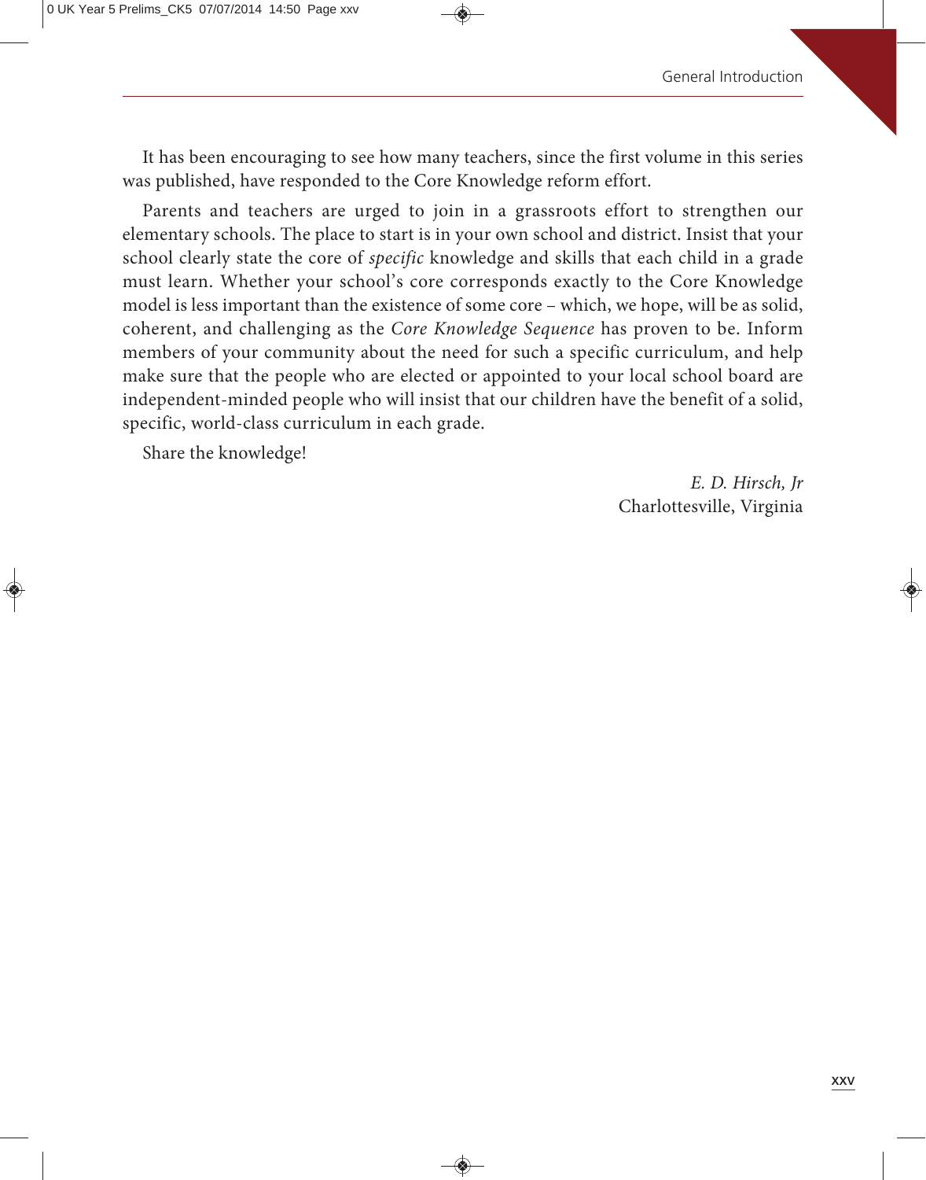It has been encouraging to see how many teachers, since the first volume in this series was published, have responded to the Core Knowledge reform effort.

Parents and teachers are urged to join in a grassroots effort to strengthen our elementary schools. The place to start is in your own school and district. Insist that your school clearly state the core of *specific* knowledge and skills that each child in a grade must learn. Whether your school's core corresponds exactly to the Core Knowledge model is less important than the existence of some core – which, we hope, will be as solid, coherent, and challenging as the *Core Knowledge Sequence* has proven to be. Inform members of your community about the need for such a specific curriculum, and help make sure that the people who are elected or appointed to your local school board are independent-minded people who will insist that our children have the benefit of a solid, specific, world-class curriculum in each grade.

Share the knowledge!

*E. D. Hirsch, Jr*
Charlottesville, Virginia